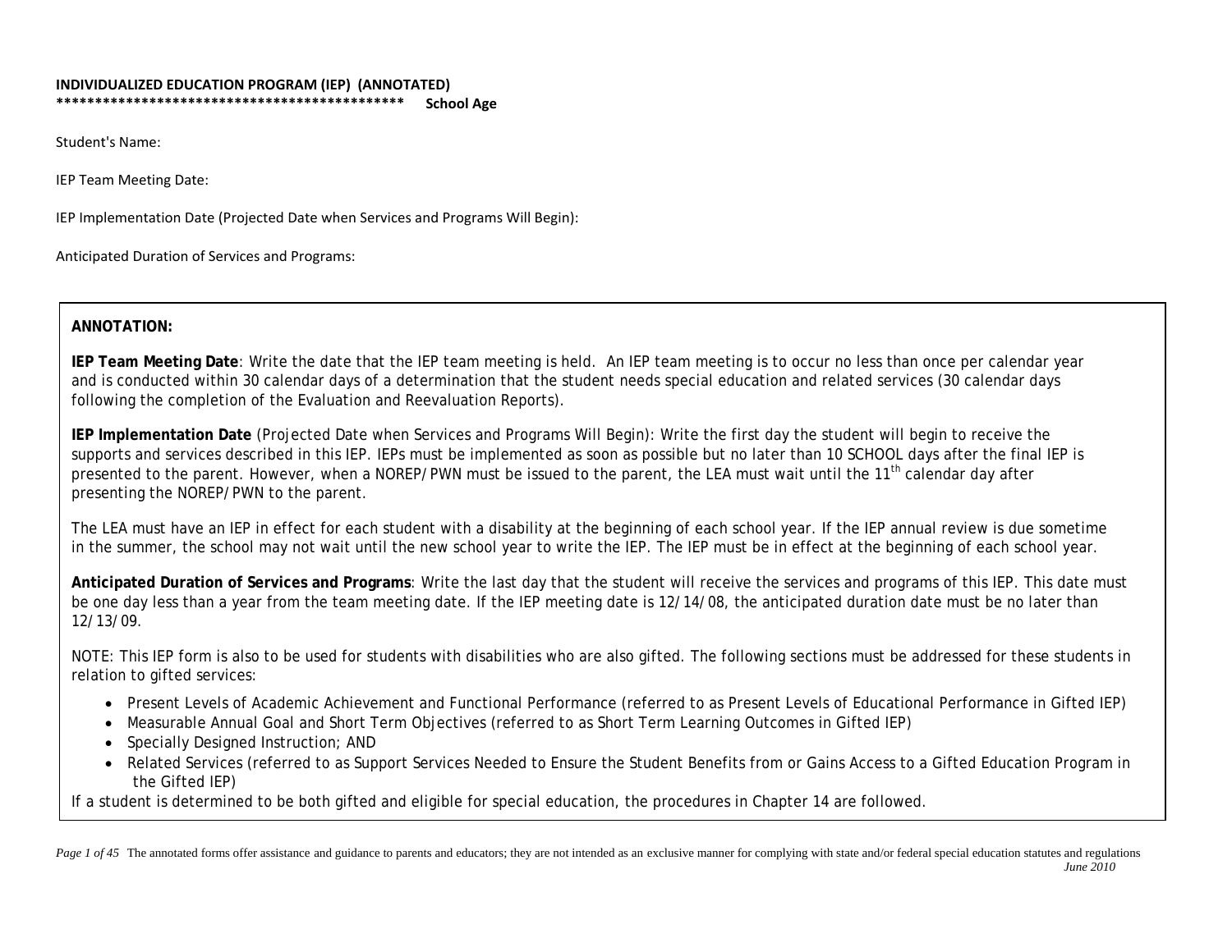**INDIVIDUALIZED EDUCATION PROGRAM (IEP) (ANNOTATED)**

********************************************* **School Age**

Student's Name:

IEP Team Meeting Date:

IEP Implementation Date (Projected Date when Services and Programs Will Begin):

Anticipated Duration of Services and Programs:

**ANNOTATION:**

**IEP Team Meeting Date**: Write the date that the IEP team meeting is held. An IEP team meeting is to occur no less than once per calendar year and is conducted within 30 calendar days of a determination that the student needs special education and related services (30 calendar days following the completion of the Evaluation and Reevaluation Reports).

**IEP Implementation Date** (Projected Date when Services and Programs Will Begin): Write the first day the student will begin to receive the supports and services described in this IEP. IEPs must be implemented as soon as possible but no later than 10 SCHOOL days after the final IEP is presented to the parent. However, when a NOREP/PWN must be issued to the parent, the LEA must wait until the 11th calendar day after presenting the NOREP/PWN to the parent.

The LEA must have an IEP in effect for each student with a disability at the beginning of each school year. If the IEP annual review is due sometime in the summer, the school may not wait until the new school year to write the IEP. The IEP must be in effect at the beginning of each school year.

**Anticipated Duration of Services and Programs**: Write the last day that the student will receive the services and programs of this IEP. This date must be one day less than a year from the team meeting date. If the IEP meeting date is 12/14/08, the anticipated duration date must be no later than 12/13/09.

NOTE: This IEP form is also to be used for students with disabilities who are also gifted. The following sections must be addressed for these students in relation to gifted services:

- Present Levels of Academic Achievement and Functional Performance (referred to as Present Levels of Educational Performance in Gifted IEP)
- Measurable Annual Goal and Short Term Objectives (referred to as Short Term Learning Outcomes in Gifted IEP)
- Specially Designed Instruction; AND
- Related Services (referred to as Support Services Needed to Ensure the Student Benefits from or Gains Access to a Gifted Education Program in the Gifted IEP)

If a student is determined to be both gifted and eligible for special education, the procedures in Chapter 14 are followed.

The annotated forms offer assistance and guidance to parents and educators; they are not intended as an exclusive manner for complying with state and/or federal special education statutes and regulations

*June 2010*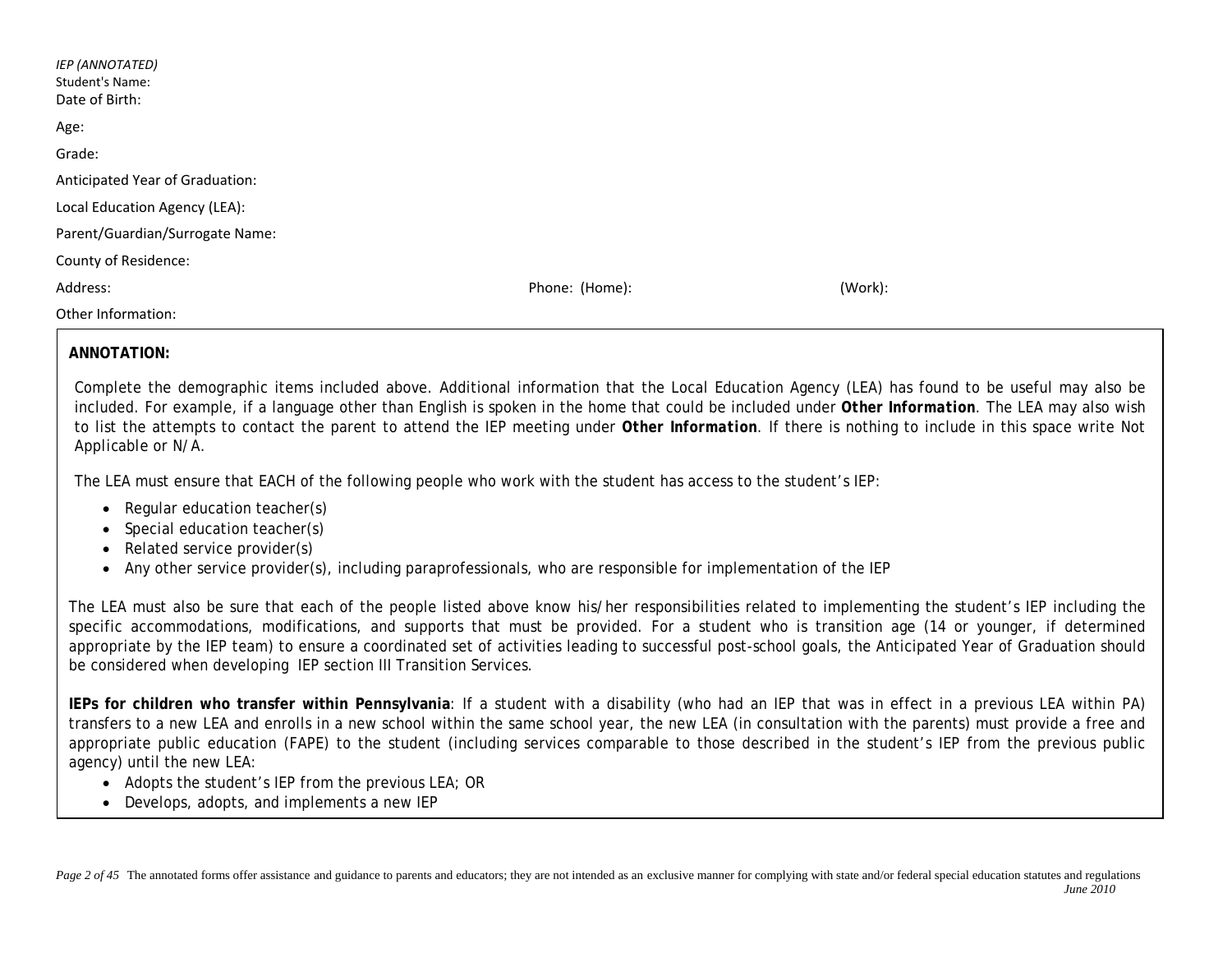*IEP (ANNOTATED)*

Student's Name:

Date of Birth:

Age:

Grade:

Anticipated Year of Graduation:

Local Education Agency (LEA):

Parent/Guardian/Surrogate Name:

County of Residence:

Address: Phone: (Home): (Work):

Other Information:

**ANNOTATION:**

Complete the demographic items included above. Additional information that the Local Education Agency (LEA) has found to be useful may also be included. For example, if a language other than English is spoken in the home that could be included under ***Other Information***. The LEA may also wish to list the attempts to contact the parent to attend the IEP meeting under ***Other Information***. If there is nothing to include in this space write Not Applicable or N/A.

The LEA must ensure that EACH of the following people who work with the student has access to the student's IEP:

- Regular education teacher(s)
- Special education teacher(s)
- Related service provider(s)
- Any other service provider(s), including paraprofessionals, who are responsible for implementation of the IEP

The LEA must also be sure that each of the people listed above know his/her responsibilities related to implementing the student's IEP including the specific accommodations, modifications, and supports that must be provided. For a student who is transition age (14 or younger, if determined appropriate by the IEP team) to ensure a coordinated set of activities leading to successful post-school goals, the Anticipated Year of Graduation should be considered when developing IEP section III Transition Services.

**IEPs for children who transfer within Pennsylvania**: If a student with a disability (who had an IEP that was in effect in a previous LEA within PA) transfers to a new LEA and enrolls in a new school within the same school year, the new LEA (in consultation with the parents) must provide a free and appropriate public education (FAPE) to the student (including services comparable to those described in the student's IEP from the previous public agency) until the new LEA:

- Adopts the student's IEP from the previous LEA; OR
- Develops, adopts, and implements a new IEP

The annotated forms offer assistance and guidance to parents and educators; they are not intended as an exclusive manner for complying with state and/or federal special education statutes and regulations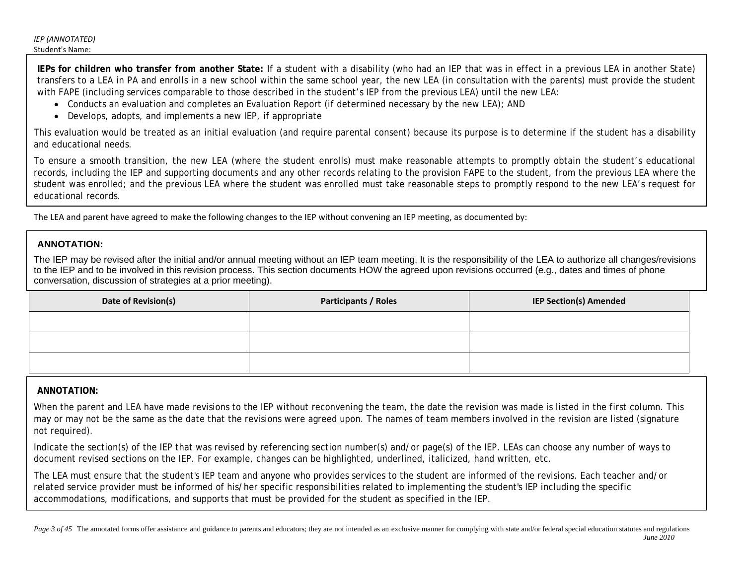**IEPs for children who transfer from another State:** If a student with a disability (who had an IEP that was in effect in a previous LEA in another State) transfers to a LEA in PA and enrolls in a new school within the same school year, the new LEA (in consultation with the parents) must provide the student with FAPE (including services comparable to those described in the student's IEP from the previous LEA) until the new LEA:

- Conducts an evaluation and completes an Evaluation Report (if determined necessary by the new LEA); AND
- Develops, adopts, and implements a new IEP, if appropriate

This evaluation would be treated as an initial evaluation (and require parental consent) because its purpose is to determine if the student has a disability and educational needs.

To ensure a smooth transition, the new LEA (where the student enrolls) must make reasonable attempts to promptly obtain the student's educational records, including the IEP and supporting documents and any other records relating to the provision FAPE to the student, from the previous LEA where the student was enrolled; and the previous LEA where the student was enrolled must take reasonable steps to promptly respond to the new LEA's request for educational records.

The LEA and parent have agreed to make the following changes to the IEP without convening an IEP meeting, as documented by:

**ANNOTATION:**

The IEP may be revised after the initial and/or annual meeting without an IEP team meeting. It is the responsibility of the LEA to authorize all changes/revisions to the IEP and to be involved in this revision process. This section documents HOW the agreed upon revisions occurred (e.g., dates and times of phone conversation, discussion of strategies at a prior meeting).

| Date of Revision(s) | Participants / Roles | IEP Section(s) Amended |
| --- | --- | --- |
| | | |
| | | |
| | | |

**ANNOTATION:**

When the parent and LEA have made revisions to the IEP without reconvening the team, the date the revision was made is listed in the first column. This may or may not be the same as the date that the revisions were agreed upon. The names of team members involved in the revision are listed (signature not required).

Indicate the section(s) of the IEP that was revised by referencing section number(s) and/or page(s) of the IEP. LEAs can choose any number of ways to document revised sections on the IEP. For example, changes can be highlighted, underlined, italicized, hand written, etc.

The LEA must ensure that the student's IEP team and anyone who provides services to the student are informed of the revisions. Each teacher and/or related service provider must be informed of his/her specific responsibilities related to implementing the student's IEP including the specific accommodations, modifications, and supports that must be provided for the student as specified in the IEP.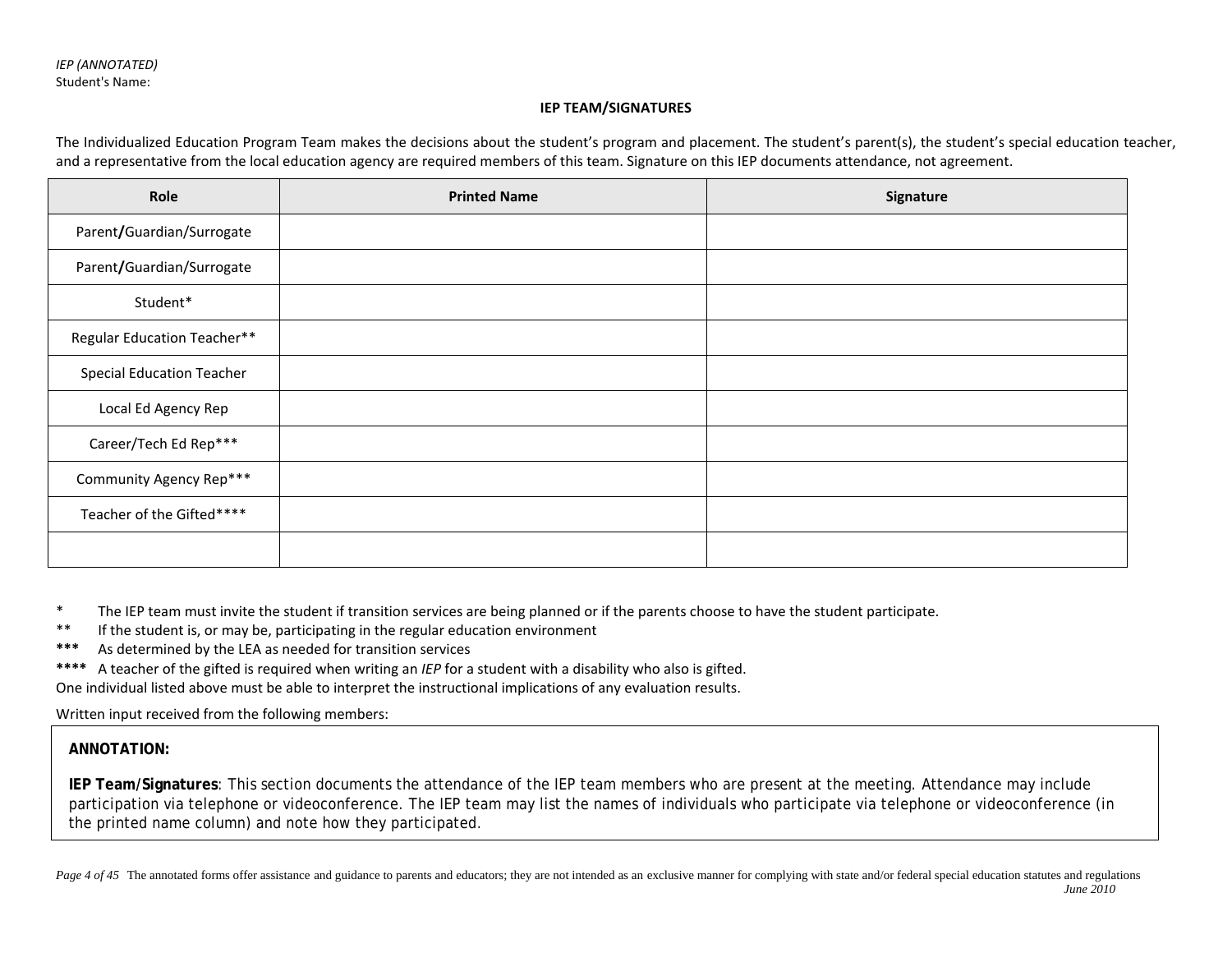*IEP (ANNOTATED)*
Student's Name:

## IEP TEAM/SIGNATURES

The Individualized Education Program Team makes the decisions about the student's program and placement. The student's parent(s), the student's special education teacher, and a representative from the local education agency are required members of this team. Signature on this IEP documents attendance, not agreement.

| Role | Printed Name | Signature |
|---|---|---|
| Parent/Guardian/Surrogate | | |
| Parent/Guardian/Surrogate | | |
| Student* | | |
| Regular Education Teacher** | | |
| Special Education Teacher | | |
| Local Ed Agency Rep | | |
| Career/Tech Ed Rep*** | | |
| Community Agency Rep*** | | |
| Teacher of the Gifted**** | | |
| | | |

\* The IEP team must invite the student if transition services are being planned or if the parents choose to have the student participate.
** If the student is, or may be, participating in the regular education environment
*** As determined by the LEA as needed for transition services
**** A teacher of the gifted is required when writing an *IEP* for a student with a disability who also is gifted.
One individual listed above must be able to interpret the instructional implications of any evaluation results.

Written input received from the following members:

**ANNOTATION:**

**IEP Team/Signatures**: This section documents the attendance of the IEP team members who are present at the meeting. Attendance may include participation via telephone or videoconference. The IEP team may list the names of individuals who participate via telephone or videoconference (in the printed name column) and note how they participated.

The annotated forms offer assistance and guidance to parents and educators; they are not intended as an exclusive manner for complying with state and/or federal special education statutes and regulations
*June 2010*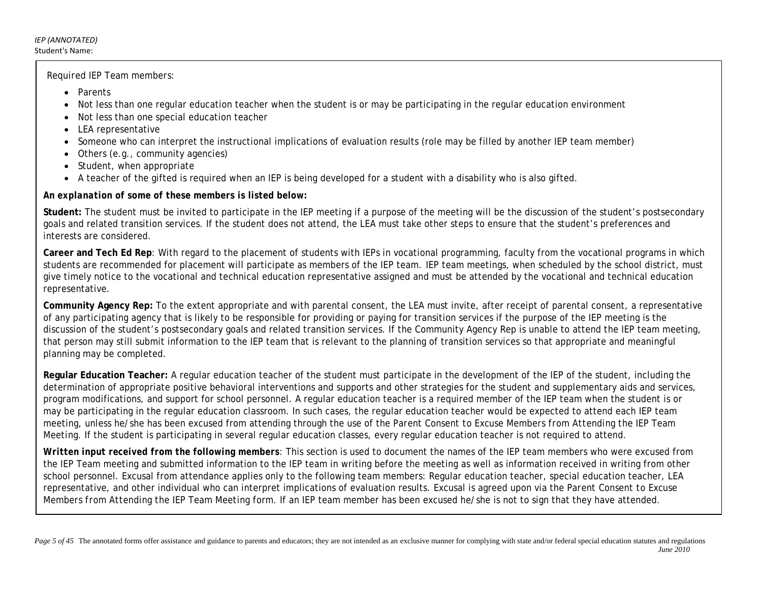Required IEP Team members:

- Parents
- Not less than one regular education teacher when the student is or may be participating in the regular education environment
- Not less than one special education teacher
- LEA representative
- Someone who can interpret the instructional implications of evaluation results (role may be filled by another IEP team member)
- Others (e.g., community agencies)
- Student, when appropriate
- A teacher of the gifted is required when an IEP is being developed for a student with a disability who is also gifted.

***An explanation of some of these members is listed below:***

**Student:** The student must be invited to participate in the IEP meeting if a purpose of the meeting will be the discussion of the student's postsecondary goals and related transition services. If the student does not attend, the LEA must take other steps to ensure that the student's preferences and interests are considered.

**Career and Tech Ed Rep**: With regard to the placement of students with IEPs in vocational programming, faculty from the vocational programs in which students are recommended for placement will participate as members of the IEP team. IEP team meetings, when scheduled by the school district, must give timely notice to the vocational and technical education representative assigned and must be attended by the vocational and technical education representative.

**Community Agency Rep:** To the extent appropriate and with parental consent, the LEA must invite, after receipt of parental consent, a representative of any participating agency that is likely to be responsible for providing or paying for transition services if the purpose of the IEP meeting is the discussion of the student's postsecondary goals and related transition services. If the Community Agency Rep is unable to attend the IEP team meeting, that person may still submit information to the IEP team that is relevant to the planning of transition services so that appropriate and meaningful planning may be completed.

**Regular Education Teacher:** A regular education teacher of the student must participate in the development of the IEP of the student, including the determination of appropriate positive behavioral interventions and supports and other strategies for the student and supplementary aids and services, program modifications, and support for school personnel. A regular education teacher is a required member of the IEP team when the student is or may be participating in the regular education classroom. In such cases, the regular education teacher would be expected to attend each IEP team meeting, unless he/she has been excused from attending through the use of the *Parent Consent to Excuse Members from Attending the IEP Team Meeting.* If the student is participating in several regular education classes, every regular education teacher is not required to attend.

**Written input received from the following members**: This section is used to document the names of the IEP team members who were excused from the IEP Team meeting and submitted information to the IEP team in writing before the meeting as well as information received in writing from other school personnel. Excusal from attendance applies only to the following team members: Regular education teacher, special education teacher, LEA representative, and other individual who can interpret implications of evaluation results. Excusal is agreed upon via the *Parent Consent to Excuse Members from Attending the IEP Team Meeting* form. If an IEP team member has been excused he/she is not to sign that they have attended.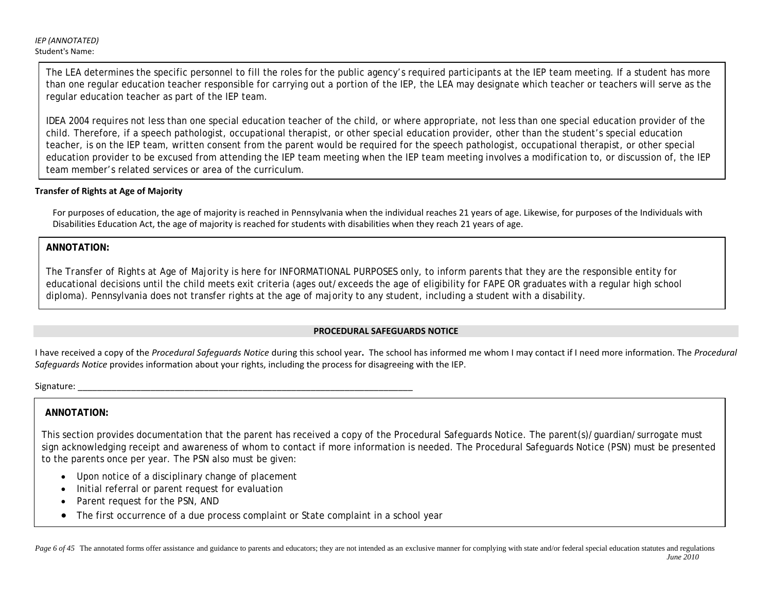*IEP (ANNOTATED)*
Student's Name:

The LEA determines the specific personnel to fill the roles for the public agency's required participants at the IEP team meeting. If a student has more than one regular education teacher responsible for carrying out a portion of the IEP, the LEA may designate which teacher or teachers will serve as the regular education teacher as part of the IEP team.

IDEA 2004 requires not less than one special education teacher of the child, or where appropriate, not less than one special education provider of the child. Therefore, if a speech pathologist, occupational therapist, or other special education provider, other than the student's special education teacher, is on the IEP team, written consent from the parent would be required for the speech pathologist, occupational therapist, or other special education provider to be excused from attending the IEP team meeting when the IEP team meeting involves a modification to, or discussion of, the IEP team member's related services or area of the curriculum.

**Transfer of Rights at Age of Majority**

For purposes of education, the age of majority is reached in Pennsylvania when the individual reaches 21 years of age. Likewise, for purposes of the Individuals with Disabilities Education Act, the age of majority is reached for students with disabilities when they reach 21 years of age.

**ANNOTATION:**

The Transfer of Rights at Age of Majority is here for INFORMATIONAL PURPOSES only, to inform parents that they are the responsible entity for educational decisions until the child meets exit criteria (ages out/exceeds the age of eligibility for FAPE OR graduates with a regular high school diploma). Pennsylvania does not transfer rights at the age of majority to any student, including a student with a disability.

## PROCEDURAL SAFEGUARDS NOTICE

I have received a copy of the *Procedural Safeguards Notice* during this school year**.** The school has informed me whom I may contact if I need more information. The *Procedural Safeguards Notice* provides information about your rights, including the process for disagreeing with the IEP.

Signature: ___________________________________________________________________________

**ANNOTATION:**

This section provides documentation that the parent has received a copy of the Procedural Safeguards Notice. The parent(s)/guardian/surrogate must sign acknowledging receipt and awareness of whom to contact if more information is needed. The Procedural Safeguards Notice (PSN) must be presented to the parents once per year. The PSN also must be given:

- Upon notice of a disciplinary change of placement
- Initial referral or parent request for evaluation
- Parent request for the PSN, AND
- The first occurrence of a due process complaint or State complaint in a school year

The annotated forms offer assistance and guidance to parents and educators; they are not intended as an exclusive manner for complying with state and/or federal special education statutes and regulations
*June 2010*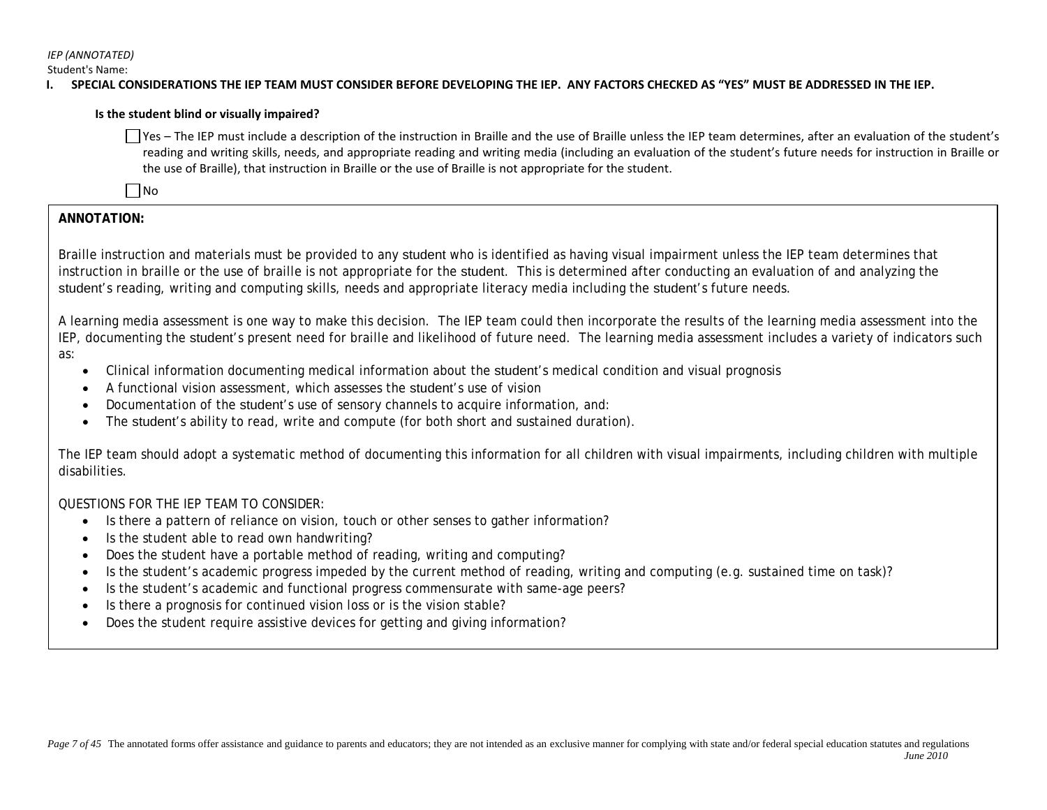*IEP (ANNOTATED)*

Student's Name:

**I. SPECIAL CONSIDERATIONS THE IEP TEAM MUST CONSIDER BEFORE DEVELOPING THE IEP. ANY FACTORS CHECKED AS "YES" MUST BE ADDRESSED IN THE IEP.**

**Is the student blind or visually impaired?**

☐ Yes – The IEP must include a description of the instruction in Braille and the use of Braille unless the IEP team determines, after an evaluation of the student's reading and writing skills, needs, and appropriate reading and writing media (including an evaluation of the student's future needs for instruction in Braille or the use of Braille), that instruction in Braille or the use of Braille is not appropriate for the student.

☐ No

**ANNOTATION:**

*Braille instruction and materials must be provided to any student who is identified as having visual impairment unless the IEP team determines that instruction in braille or the use of braille is not appropriate for the student. This is determined after conducting an evaluation of and analyzing the student's reading, writing and computing skills, needs and appropriate literacy media including the student's future needs.*

*A learning media assessment is one way to make this decision. The IEP team could then incorporate the results of the learning media assessment into the IEP, documenting the student's present need for braille and likelihood of future need. The learning media assessment includes a variety of indicators such as:*

- *Clinical information documenting medical information about the student's medical condition and visual prognosis*
- *A functional vision assessment, which assesses the student's use of vision*
- *Documentation of the student's use of sensory channels to acquire information, and:*
- *The student's ability to read, write and compute (for both short and sustained duration).*

*The IEP team should adopt a systematic method of documenting this information for all children with visual impairments, including children with multiple disabilities.*

*QUESTIONS FOR THE IEP TEAM TO CONSIDER:*

- *Is there a pattern of reliance on vision, touch or other senses to gather information?*
- *Is the student able to read own handwriting?*
- *Does the student have a portable method of reading, writing and computing?*
- *Is the student's academic progress impeded by the current method of reading, writing and computing (e.g. sustained time on task)?*
- *Is the student's academic and functional progress commensurate with same-age peers?*
- *Is there a prognosis for continued vision loss or is the vision stable?*
- *Does the student require assistive devices for getting and giving information?*

*The annotated forms offer assistance and guidance to parents and educators; they are not intended as an exclusive manner for complying with state and/or federal special education statutes and regulations*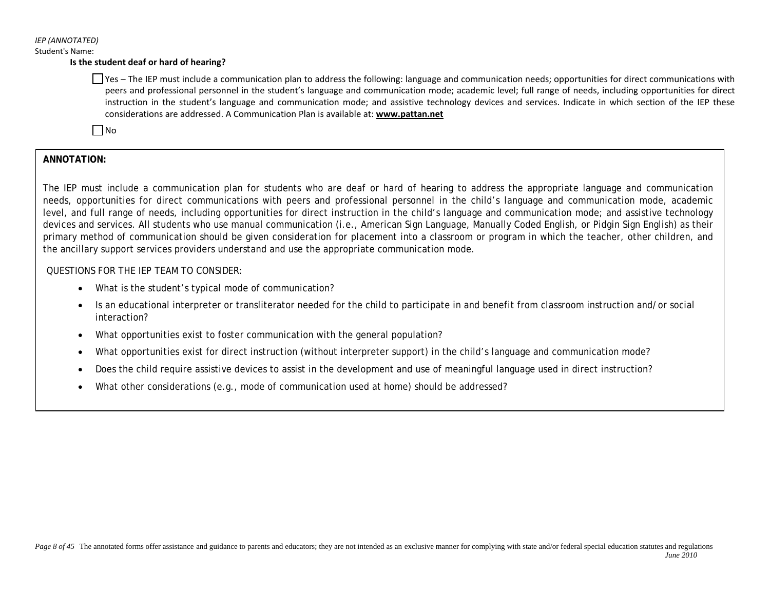*IEP (ANNOTATED)*

Student's Name:

**Is the student deaf or hard of hearing?**

☐ Yes – The IEP must include a communication plan to address the following: language and communication needs; opportunities for direct communications with peers and professional personnel in the student's language and communication mode; academic level; full range of needs, including opportunities for direct instruction in the student's language and communication mode; and assistive technology devices and services. Indicate in which section of the IEP these considerations are addressed. A Communication Plan is available at: **www.pattan.net**

☐ No

**ANNOTATION:**

The IEP must include a communication plan for students who are deaf or hard of hearing to address the appropriate language and communication needs, opportunities for direct communications with peers and professional personnel in the child's language and communication mode, academic level, and full range of needs, including opportunities for direct instruction in the child's language and communication mode; and assistive technology devices and services. All students who use manual communication (i.e., American Sign Language, Manually Coded English, or Pidgin Sign English) as their primary method of communication should be given consideration for placement into a classroom or program in which the teacher, other children, and the ancillary support services providers understand and use the appropriate communication mode.

QUESTIONS FOR THE IEP TEAM TO CONSIDER:

- What is the student's typical mode of communication?
- Is an educational interpreter or transliterator needed for the child to participate in and benefit from classroom instruction and/or social interaction?
- What opportunities exist to foster communication with the general population?
- What opportunities exist for direct instruction (without interpreter support) in the child's language and communication mode?
- Does the child require assistive devices to assist in the development and use of meaningful language used in direct instruction?
- What other considerations (e.g., mode of communication used at home) should be addressed?

The annotated forms offer assistance and guidance to parents and educators; they are not intended as an exclusive manner for complying with state and/or federal special education statutes and regulations

*June 2010*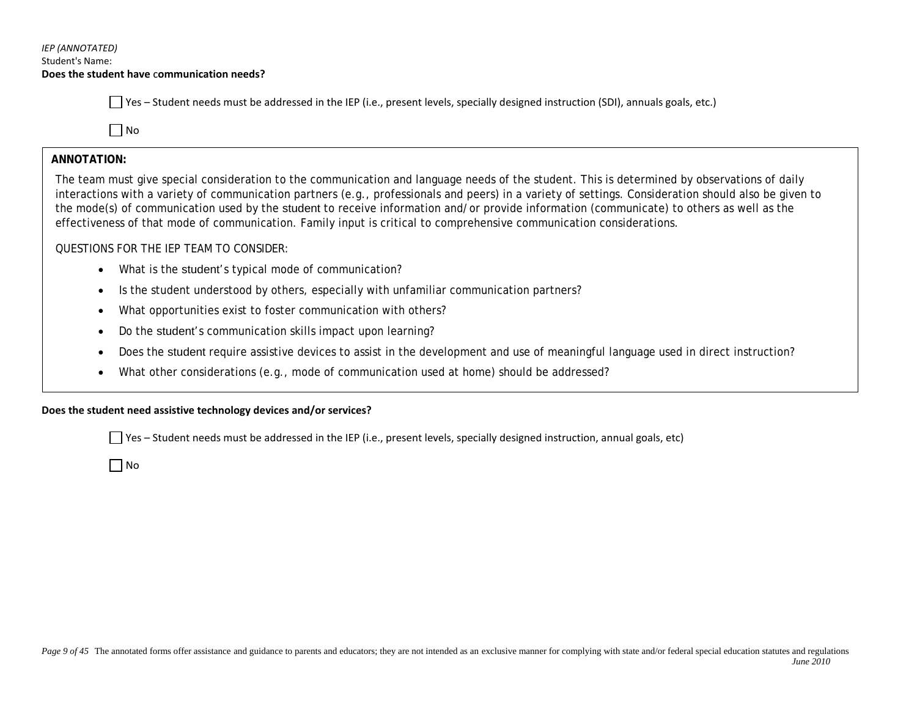*IEP (ANNOTATED)*
Student's Name:
**Does the student have communication needs?**

☐ Yes – Student needs must be addressed in the IEP (i.e., present levels, specially designed instruction (SDI), annuals goals, etc.)

☐ No

**ANNOTATION:**

The team must give special consideration to the communication and language needs of the student. This is determined by observations of daily interactions with a variety of communication partners (e.g., professionals and peers) in a variety of settings. Consideration should also be given to the mode(s) of communication used by the student to receive information and/or provide information (communicate) to others as well as the effectiveness of that mode of communication. Family input is critical to comprehensive communication considerations.

QUESTIONS FOR THE IEP TEAM TO CONSIDER:

- What is the student's typical mode of communication?
- Is the student understood by others, especially with unfamiliar communication partners?
- What opportunities exist to foster communication with others?
- Do the student's communication skills impact upon learning?
- Does the student require assistive devices to assist in the development and use of meaningful language used in direct instruction?
- What other considerations (e.g., mode of communication used at home) should be addressed?

**Does the student need assistive technology devices and/or services?**

☐ Yes – Student needs must be addressed in the IEP (i.e., present levels, specially designed instruction, annual goals, etc)

☐ No

The annotated forms offer assistance and guidance to parents and educators; they are not intended as an exclusive manner for complying with state and/or federal special education statutes and regulations
*June 2010*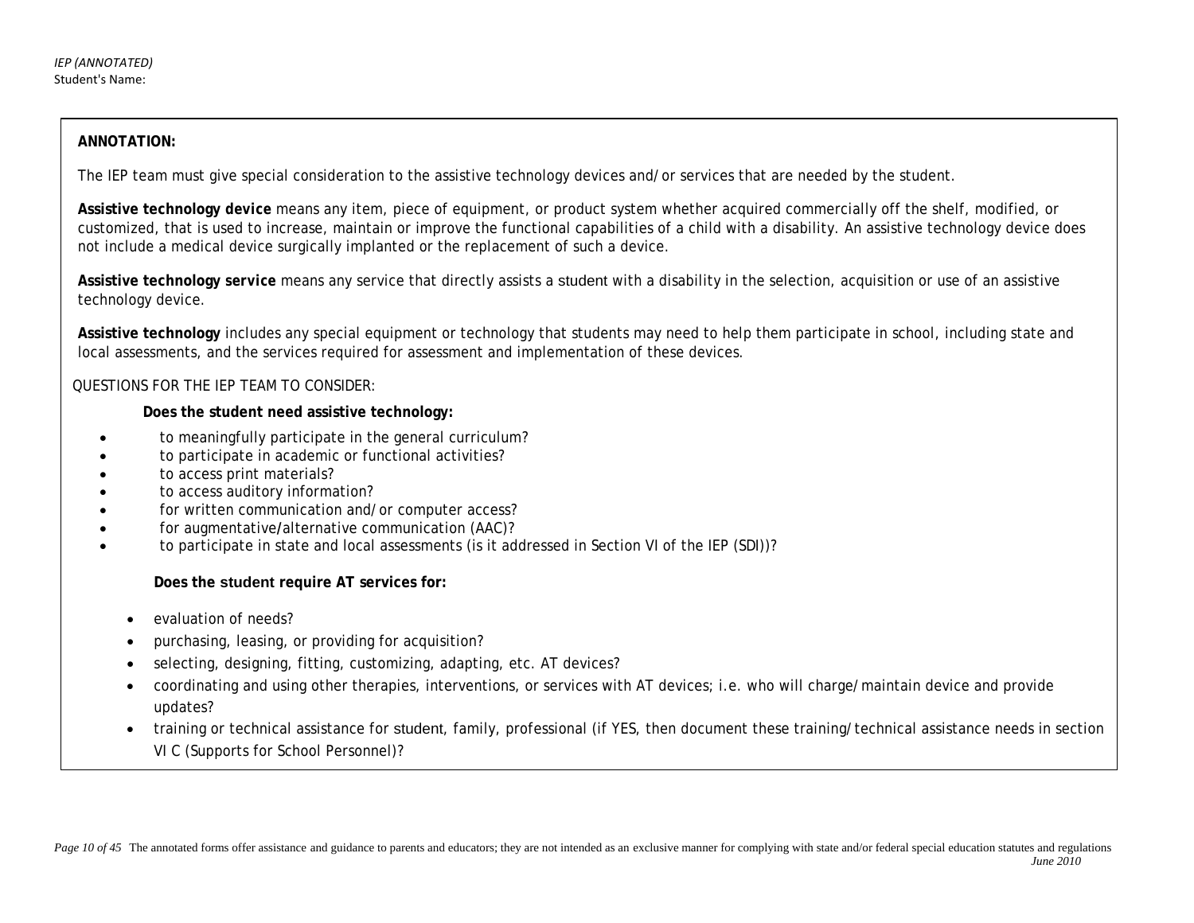**ANNOTATION:**

The IEP team must give special consideration to the assistive technology devices and/or services that are needed by the student.

**Assistive technology device** means any item, piece of equipment, or product system whether acquired commercially off the shelf, modified, or customized, that is used to increase, maintain or improve the functional capabilities of a child with a disability. An assistive technology device does not include a medical device surgically implanted or the replacement of such a device.

**Assistive technology service** means any service that directly assists a student with a disability in the selection, acquisition or use of an assistive technology device.

**Assistive technology** includes any special equipment or technology that students may need to help them participate in school, including state and local assessments, and the services required for assessment and implementation of these devices.

QUESTIONS FOR THE IEP TEAM TO CONSIDER:

**Does the student need assistive technology:**

- to meaningfully participate in the general curriculum?
- to participate in academic or functional activities?
- to access print materials?
- to access auditory information?
- for written communication and/or computer access?
- for augmentative/alternative communication (AAC)?
- to participate in state and local assessments (is it addressed in Section VI of the IEP (SDI))?

**Does the student require AT services for:**

- evaluation of needs?
- purchasing, leasing, or providing for acquisition?
- selecting, designing, fitting, customizing, adapting, etc. AT devices?
- coordinating and using other therapies, interventions, or services with AT devices; i.e. who will charge/maintain device and provide updates?
- training or technical assistance for student, family, professional (if YES, then document these training/technical assistance needs in section VI C (Supports for School Personnel)?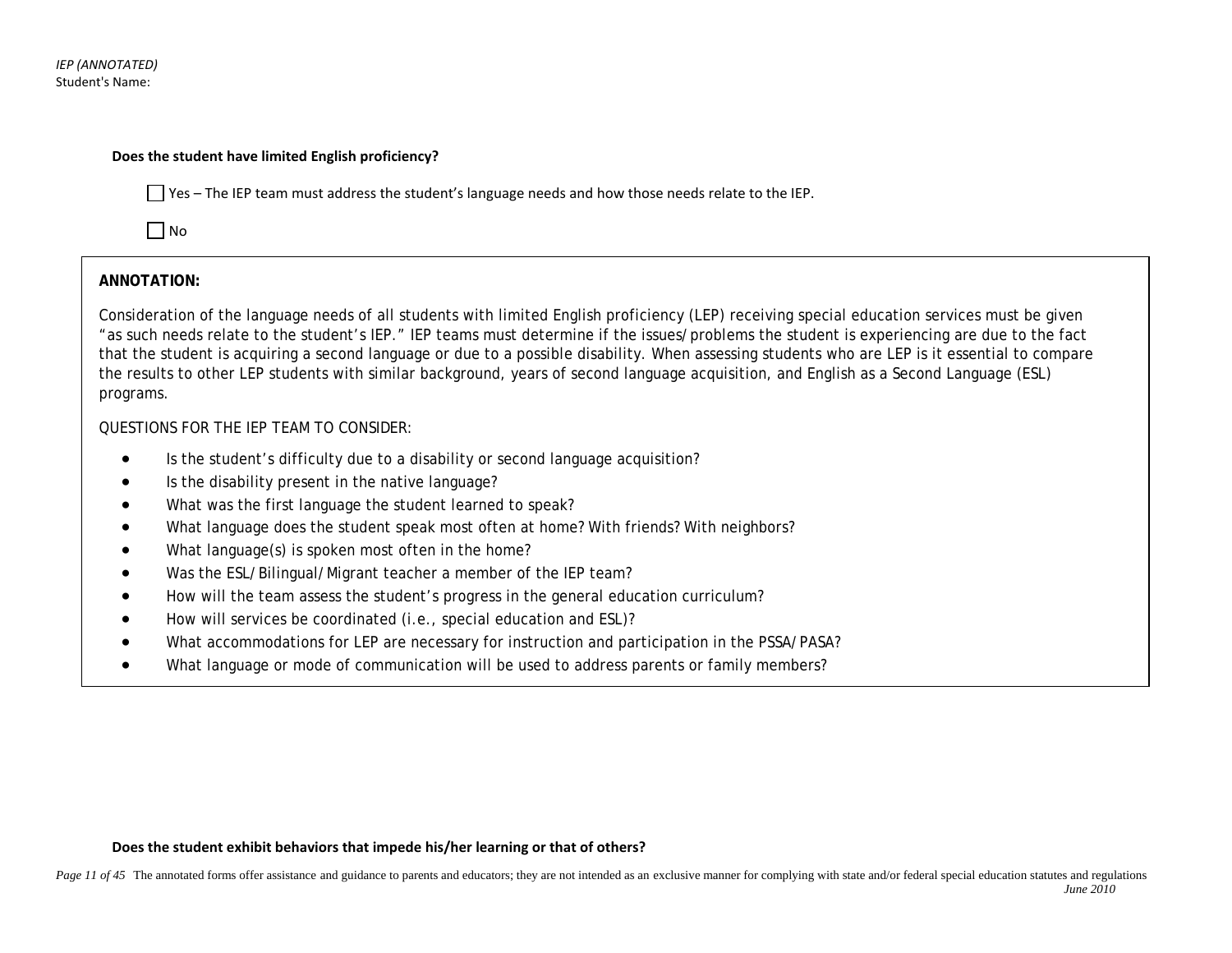**Does the student have limited English proficiency?**

☐ Yes – The IEP team must address the student's language needs and how those needs relate to the IEP.

☐ No

**ANNOTATION:**

Consideration of the language needs of all students with limited English proficiency (LEP) receiving special education services must be given "as such needs relate to the student's IEP." IEP teams must determine if the issues/problems the student is experiencing are due to the fact that the student is acquiring a second language or due to a possible disability. When assessing students who are LEP is it essential to compare the results to other LEP students with similar background, years of second language acquisition, and English as a Second Language (ESL) programs.

QUESTIONS FOR THE IEP TEAM TO CONSIDER:

- Is the student's difficulty due to a disability or second language acquisition?
- Is the disability present in the native language?
- What was the first language the student learned to speak?
- What language does the student speak most often at home? With friends? With neighbors?
- What language(s) is spoken most often in the home?
- Was the ESL/Bilingual/Migrant teacher a member of the IEP team?
- How will the team assess the student's progress in the general education curriculum?
- How will services be coordinated (i.e., special education and ESL)?
- What accommodations for LEP are necessary for instruction and participation in the PSSA/PASA?
- What language or mode of communication will be used to address parents or family members?

**Does the student exhibit behaviors that impede his/her learning or that of others?**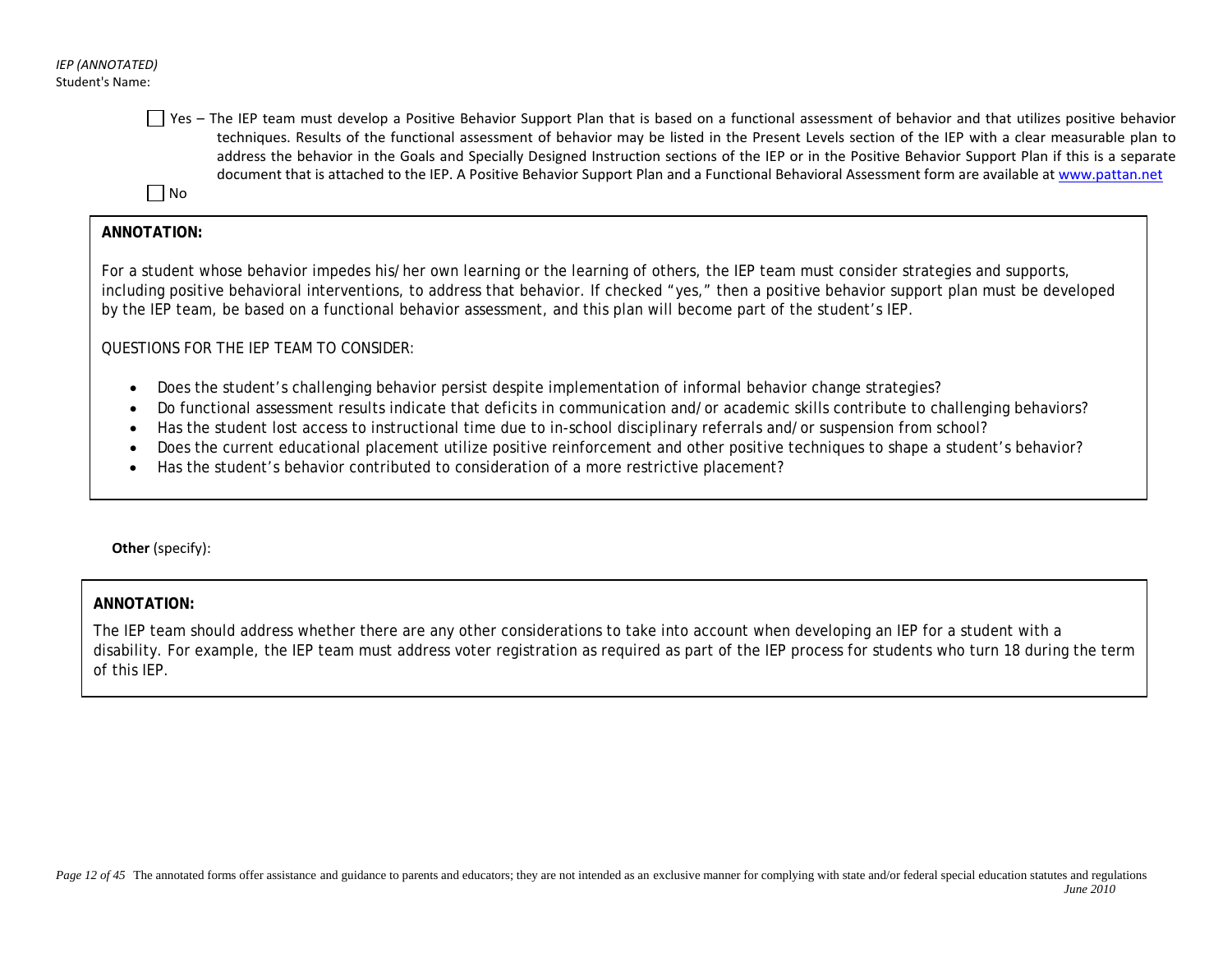☐ Yes – The IEP team must develop a Positive Behavior Support Plan that is based on a functional assessment of behavior and that utilizes positive behavior techniques. Results of the functional assessment of behavior may be listed in the Present Levels section of the IEP with a clear measurable plan to address the behavior in the Goals and Specially Designed Instruction sections of the IEP or in the Positive Behavior Support Plan if this is a separate document that is attached to the IEP. A Positive Behavior Support Plan and a Functional Behavioral Assessment form are available at [www.pattan.net](http://www.pattan.net)

☐ No

**ANNOTATION:**

For a student whose behavior impedes his/her own learning or the learning of others, the IEP team must consider strategies and supports, including positive behavioral interventions, to address that behavior. If checked "yes," then a positive behavior support plan must be developed by the IEP team, be based on a functional behavior assessment, and this plan will become part of the student's IEP.

QUESTIONS FOR THE IEP TEAM TO CONSIDER:

- Does the student's challenging behavior persist despite implementation of informal behavior change strategies?
- Do functional assessment results indicate that deficits in communication and/or academic skills contribute to challenging behaviors?
- Has the student lost access to instructional time due to in-school disciplinary referrals and/or suspension from school?
- Does the current educational placement utilize positive reinforcement and other positive techniques to shape a student's behavior?
- Has the student's behavior contributed to consideration of a more restrictive placement?

**Other** (specify):

**ANNOTATION:**

The IEP team should address whether there are any other considerations to take into account when developing an IEP for a student with a disability. For example, the IEP team must address voter registration as required as part of the IEP process for students who turn 18 during the term of this IEP.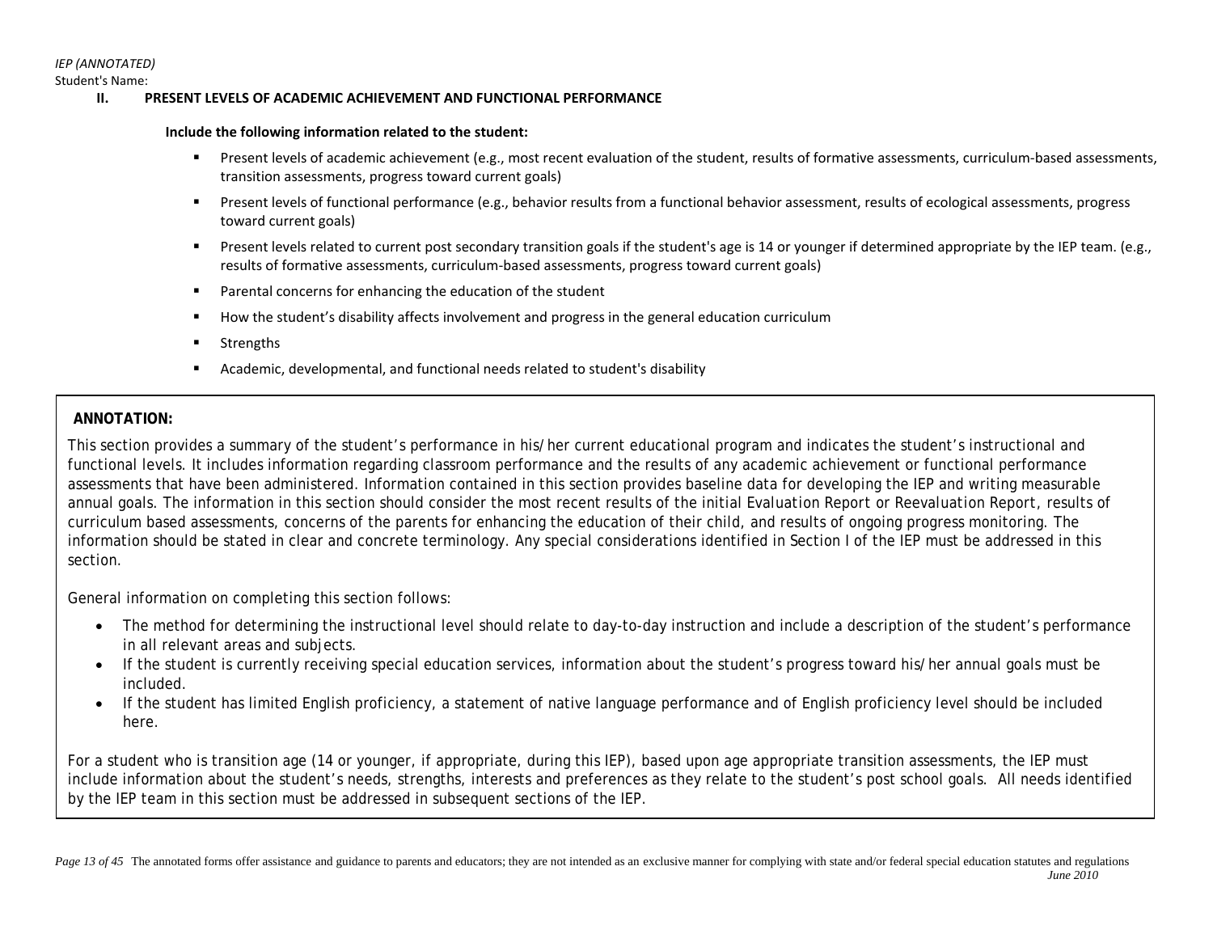*IEP (ANNOTATED)*

Student's Name:

## II. PRESENT LEVELS OF ACADEMIC ACHIEVEMENT AND FUNCTIONAL PERFORMANCE

**Include the following information related to the student:**

- Present levels of academic achievement (e.g., most recent evaluation of the student, results of formative assessments, curriculum-based assessments, transition assessments, progress toward current goals)
- Present levels of functional performance (e.g., behavior results from a functional behavior assessment, results of ecological assessments, progress toward current goals)
- Present levels related to current post secondary transition goals if the student's age is 14 or younger if determined appropriate by the IEP team. (e.g., results of formative assessments, curriculum-based assessments, progress toward current goals)
- Parental concerns for enhancing the education of the student
- How the student's disability affects involvement and progress in the general education curriculum
- Strengths
- Academic, developmental, and functional needs related to student's disability

**ANNOTATION:**

This section provides a summary of the student's performance in his/her current educational program and indicates the student's instructional and functional levels. It includes information regarding classroom performance and the results of any academic achievement or functional performance assessments that have been administered. Information contained in this section provides baseline data for developing the IEP and writing measurable annual goals. The information in this section should consider the most recent results of the initial *Evaluation Report* or *Reevaluation Report*, results of curriculum based assessments, concerns of the parents for enhancing the education of their child, and results of ongoing progress monitoring. The information should be stated in clear and concrete terminology. Any special considerations identified in Section I of the IEP must be addressed in this section.

General information on completing this section follows:

- The method for determining the instructional level should relate to day-to-day instruction and include a description of the student's performance in all relevant areas and subjects.
- If the student is currently receiving special education services, information about the student's progress toward his/her annual goals must be included.
- If the student has limited English proficiency, a statement of native language performance and of English proficiency level should be included here.

For a student who is transition age (14 or younger, if appropriate, during this IEP), based upon age appropriate transition assessments, the IEP must include information about the student's needs, strengths, interests and preferences as they relate to the student's post school goals. All needs identified by the IEP team in this section must be addressed in subsequent sections of the IEP.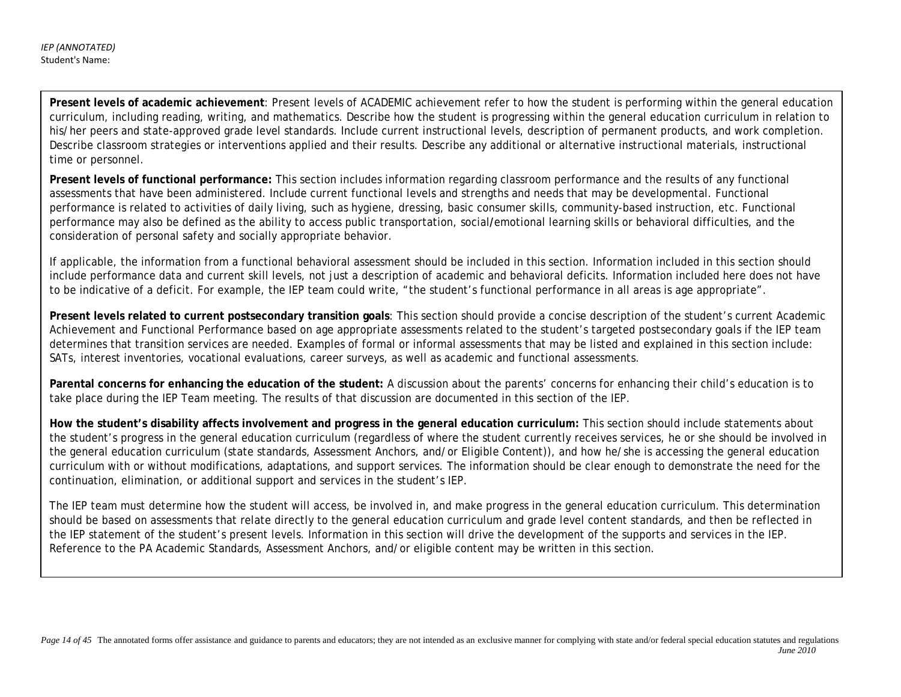*IEP (ANNOTATED)*
Student's Name:

**Present levels of academic achievement**: Present levels of ACADEMIC achievement refer to how the student is performing within the general education curriculum, including reading, writing, and mathematics. Describe how the student is progressing within the general education curriculum in relation to his/her peers and state-approved grade level standards. Include current instructional levels, description of permanent products, and work completion. Describe classroom strategies or interventions applied and their results. Describe any additional or alternative instructional materials, instructional time or personnel.

**Present levels of functional performance:** This section includes information regarding classroom performance and the results of any functional assessments that have been administered. Include current functional levels and strengths and needs that may be developmental. Functional performance is related to activities of daily living, such as hygiene, dressing, basic consumer skills, community-based instruction, etc. Functional performance may also be defined as the ability to access public transportation, social/emotional learning skills or behavioral difficulties, and the consideration of personal safety and socially appropriate behavior.

If applicable, the information from a functional behavioral assessment should be included in this section. Information included in this section should include performance data and current skill levels, not just a description of academic and behavioral deficits. Information included here does not have to be indicative of a deficit. For example, the IEP team could write, "the student's functional performance in all areas is age appropriate".

**Present levels related to current postsecondary transition goals**: This section should provide a concise description of the student's current Academic Achievement and Functional Performance based on age appropriate assessments related to the student's targeted postsecondary goals if the IEP team determines that transition services are needed. Examples of formal or informal assessments that may be listed and explained in this section include: SATs, interest inventories, vocational evaluations, career surveys, as well as academic and functional assessments.

**Parental concerns for enhancing the education of the student:** A discussion about the parents' concerns for enhancing their child's education is to take place during the IEP Team meeting. The results of that discussion are documented in this section of the IEP.

**How the student's disability affects involvement and progress in the general education curriculum:** This section should include statements about the student's progress in the general education curriculum (regardless of where the student currently receives services, he or she should be involved in the general education curriculum (state standards, Assessment Anchors, and/or Eligible Content)), and how he/she is accessing the general education curriculum with or without modifications, adaptations, and support services. The information should be clear enough to demonstrate the need for the continuation, elimination, or additional support and services in the student's IEP.

The IEP team must determine how the student will access, be involved in, and make progress in the general education curriculum. This determination should be based on assessments that relate directly to the general education curriculum and grade level content standards, and then be reflected in the IEP statement of the student's present levels. Information in this section will drive the development of the supports and services in the IEP. Reference to the PA Academic Standards, Assessment Anchors, and/or eligible content may be written in this section.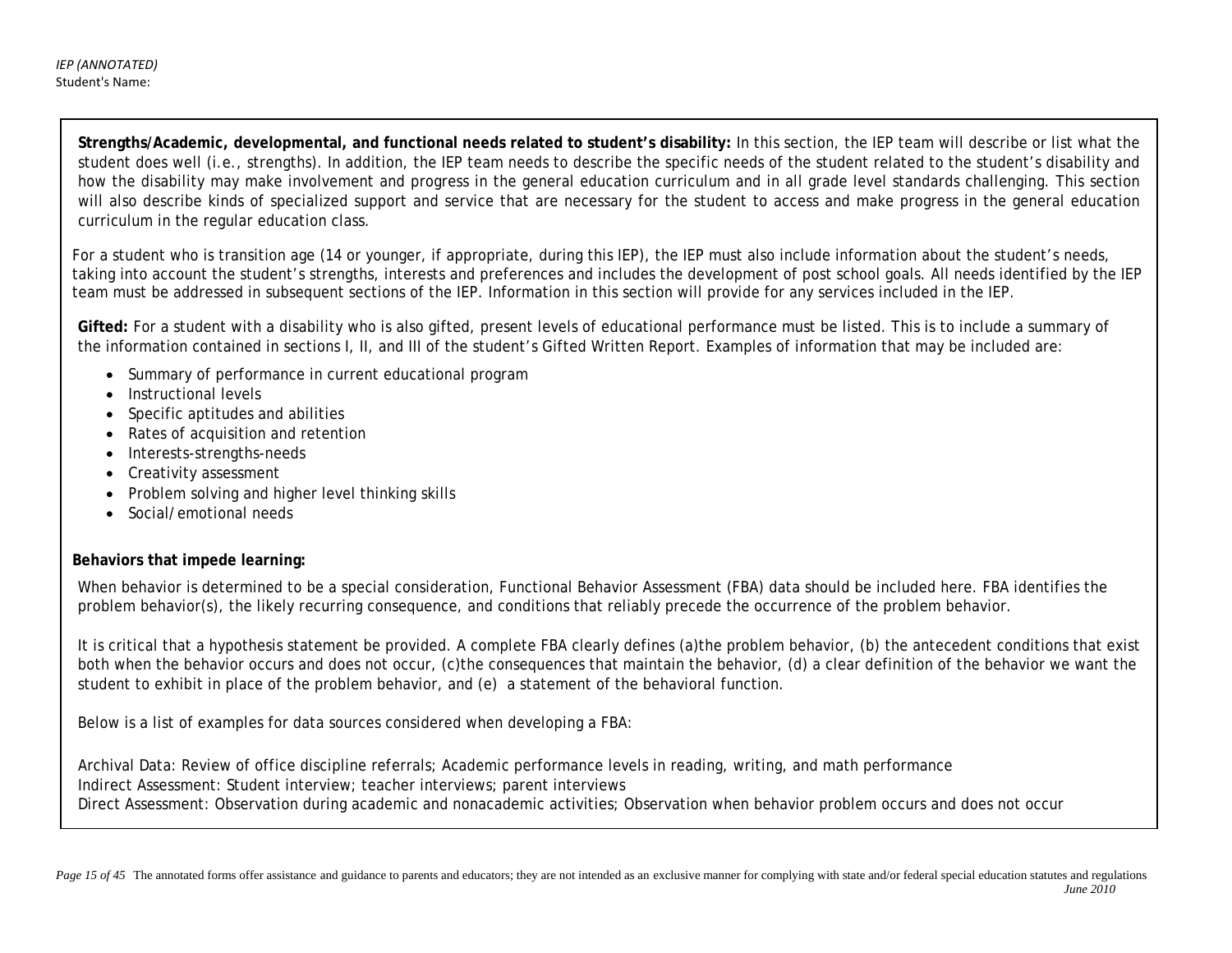**Strengths/Academic, developmental, and functional needs related to student's disability:** In this section, the IEP team will describe or list what the student does well (i.e., strengths). In addition, the IEP team needs to describe the specific needs of the student related to the student's disability and how the disability may make involvement and progress in the general education curriculum and in all grade level standards challenging. This section will also describe kinds of specialized support and service that are necessary for the student to access and make progress in the general education curriculum in the regular education class.

For a student who is transition age (14 or younger, if appropriate, during this IEP), the IEP must also include information about the student's needs, taking into account the student's strengths, interests and preferences and includes the development of post school goals. All needs identified by the IEP team must be addressed in subsequent sections of the IEP. Information in this section will provide for any services included in the IEP.

**Gifted:** For a student with a disability who is also gifted, present levels of educational performance must be listed. This is to include a summary of the information contained in sections I, II, and III of the student's Gifted Written Report. Examples of information that may be included are:

- Summary of performance in current educational program
- Instructional levels
- Specific aptitudes and abilities
- Rates of acquisition and retention
- Interests-strengths-needs
- Creativity assessment
- Problem solving and higher level thinking skills
- Social/emotional needs

**Behaviors that impede learning:**

When behavior is determined to be a special consideration, Functional Behavior Assessment (FBA) data should be included here. FBA identifies the problem behavior(s), the likely recurring consequence, and conditions that reliably precede the occurrence of the problem behavior.

It is critical that a hypothesis statement be provided. A complete FBA clearly defines (a)the problem behavior, (b) the antecedent conditions that exist both when the behavior occurs and does not occur, (c)the consequences that maintain the behavior, (d) a clear definition of the behavior we want the student to exhibit in place of the problem behavior, and (e) a statement of the behavioral function.

Below is a list of examples for data sources considered when developing a FBA:

Archival Data: Review of office discipline referrals; Academic performance levels in reading, writing, and math performance
Indirect Assessment: Student interview; teacher interviews; parent interviews
Direct Assessment: Observation during academic and nonacademic activities; Observation when behavior problem occurs and does not occur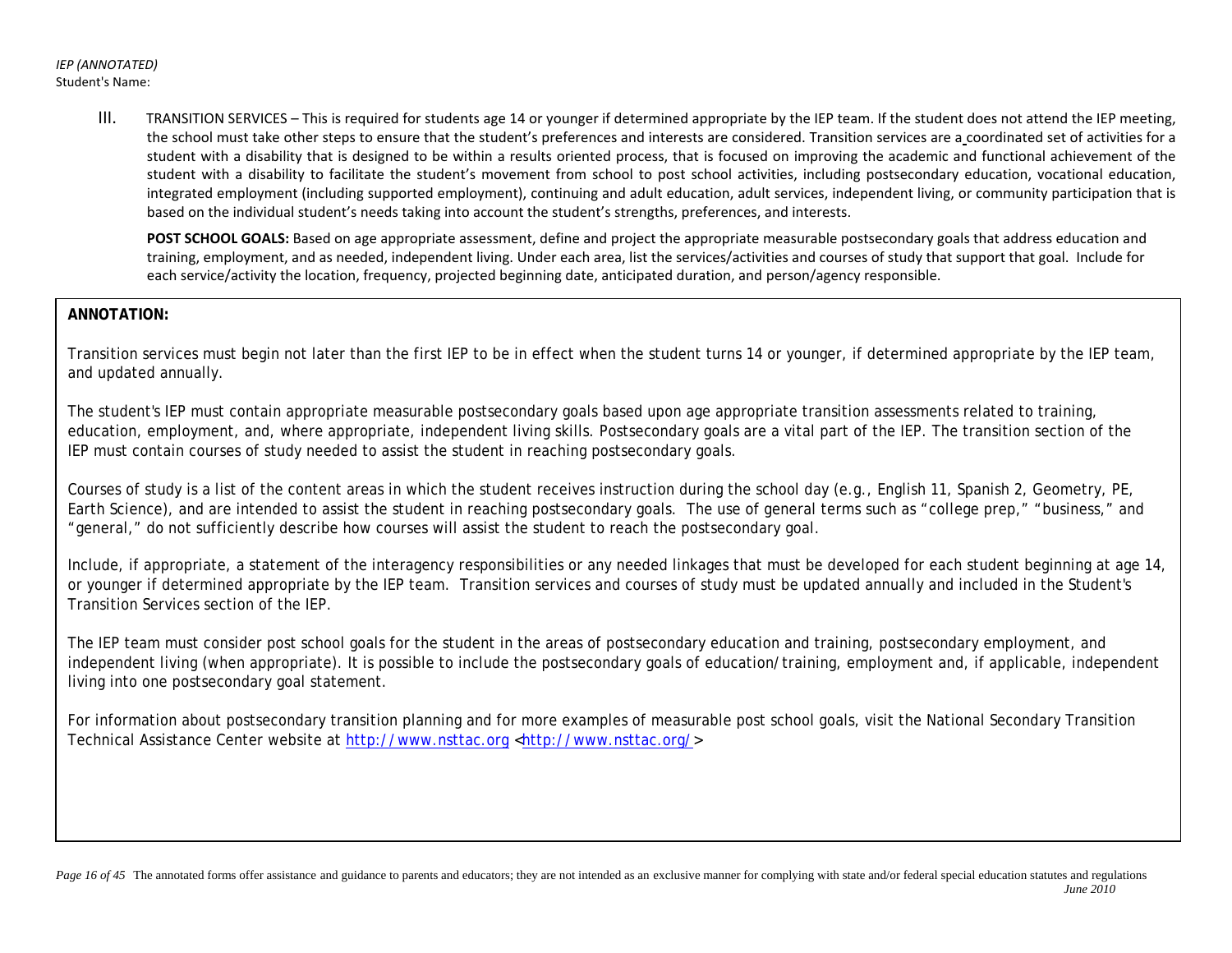*IEP (ANNOTATED)*
Student's Name:

III. TRANSITION SERVICES – This is required for students age 14 or younger if determined appropriate by the IEP team. If the student does not attend the IEP meeting, the school must take other steps to ensure that the student's preferences and interests are considered. Transition services are a coordinated set of activities for a student with a disability that is designed to be within a results oriented process, that is focused on improving the academic and functional achievement of the student with a disability to facilitate the student's movement from school to post school activities, including postsecondary education, vocational education, integrated employment (including supported employment), continuing and adult education, adult services, independent living, or community participation that is based on the individual student's needs taking into account the student's strengths, preferences, and interests.

**POST SCHOOL GOALS:** Based on age appropriate assessment, define and project the appropriate measurable postsecondary goals that address education and training, employment, and as needed, independent living. Under each area, list the services/activities and courses of study that support that goal. Include for each service/activity the location, frequency, projected beginning date, anticipated duration, and person/agency responsible.

**ANNOTATION:**

Transition services must begin not later than the first IEP to be in effect when the student turns 14 or younger, if determined appropriate by the IEP team, and updated annually.

The student's IEP must contain appropriate measurable postsecondary goals based upon age appropriate transition assessments related to training, education, employment, and, where appropriate, independent living skills. Postsecondary goals are a vital part of the IEP. The transition section of the IEP must contain courses of study needed to assist the student in reaching postsecondary goals.

Courses of study is a list of the content areas in which the student receives instruction during the school day (e.g., English 11, Spanish 2, Geometry, PE, Earth Science), and are intended to assist the student in reaching postsecondary goals. The use of general terms such as "college prep," "business," and "general," do not sufficiently describe how courses will assist the student to reach the postsecondary goal.

Include, if appropriate, a statement of the interagency responsibilities or any needed linkages that must be developed for each student beginning at age 14, or younger if determined appropriate by the IEP team. Transition services and courses of study must be updated annually and included in the Student's Transition Services section of the IEP.

The IEP team must consider post school goals for the student in the areas of postsecondary education and training, postsecondary employment, and independent living (when appropriate). It is possible to include the postsecondary goals of education/training, employment and, if applicable, independent living into one postsecondary goal statement.

For information about postsecondary transition planning and for more examples of measurable post school goals, visit the National Secondary Transition Technical Assistance Center website at http://www.nsttac.org <http://www.nsttac.org/>

The annotated forms offer assistance and guidance to parents and educators; they are not intended as an exclusive manner for complying with state and/or federal special education statutes and regulations
*June 2010*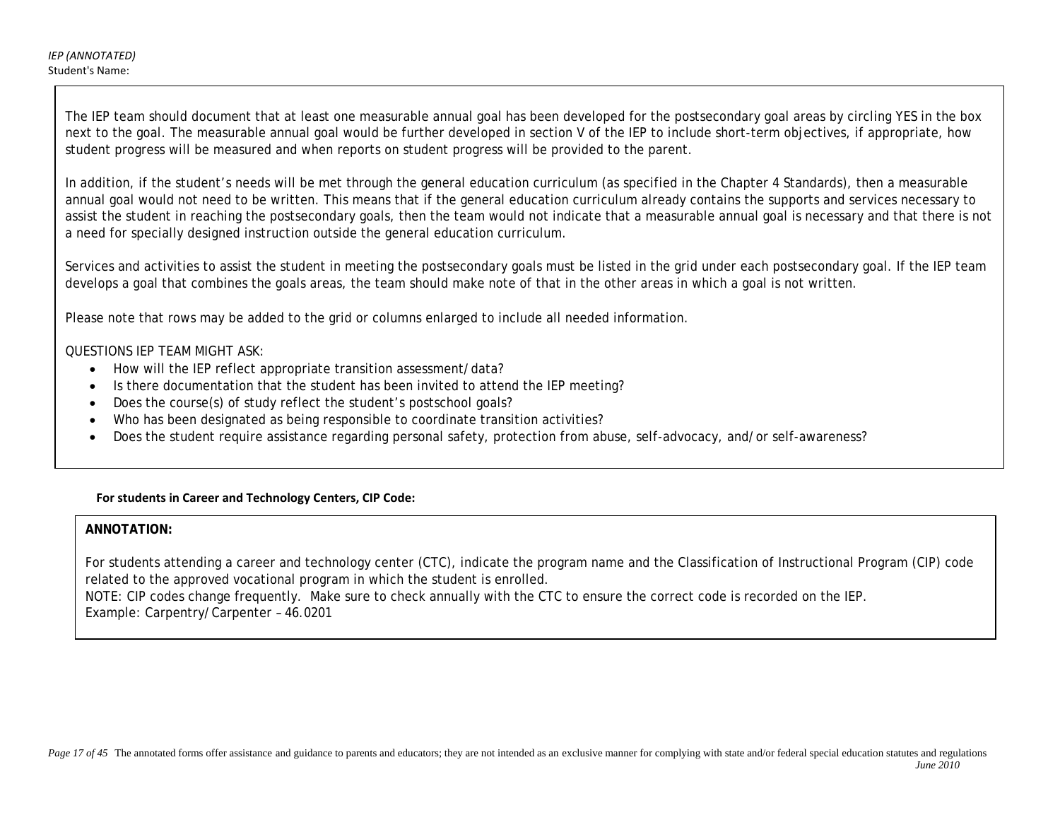The IEP team should document that at least one measurable annual goal has been developed for the postsecondary goal areas by circling YES in the box next to the goal. The measurable annual goal would be further developed in section V of the IEP to include short-term objectives, if appropriate, how student progress will be measured and when reports on student progress will be provided to the parent.

In addition, if the student's needs will be met through the general education curriculum (as specified in the Chapter 4 Standards), then a measurable annual goal would not need to be written. This means that if the general education curriculum already contains the supports and services necessary to assist the student in reaching the postsecondary goals, then the team would not indicate that a measurable annual goal is necessary and that there is not a need for specially designed instruction outside the general education curriculum.

Services and activities to assist the student in meeting the postsecondary goals must be listed in the grid under each postsecondary goal. If the IEP team develops a goal that combines the goals areas, the team should make note of that in the other areas in which a goal is not written.

Please note that rows may be added to the grid or columns enlarged to include all needed information.

QUESTIONS IEP TEAM MIGHT ASK:

- How will the IEP reflect appropriate transition assessment/data?
- Is there documentation that the student has been invited to attend the IEP meeting?
- Does the course(s) of study reflect the student's postschool goals?
- Who has been designated as being responsible to coordinate transition activities?
- Does the student require assistance regarding personal safety, protection from abuse, self-advocacy, and/or self-awareness?

**For students in Career and Technology Centers, CIP Code:**

**ANNOTATION:**

For students attending a career and technology center (CTC), indicate the program name and the Classification of Instructional Program (CIP) code related to the approved vocational program in which the student is enrolled.
NOTE: CIP codes change frequently. Make sure to check annually with the CTC to ensure the correct code is recorded on the IEP.
Example: Carpentry/Carpenter – 46.0201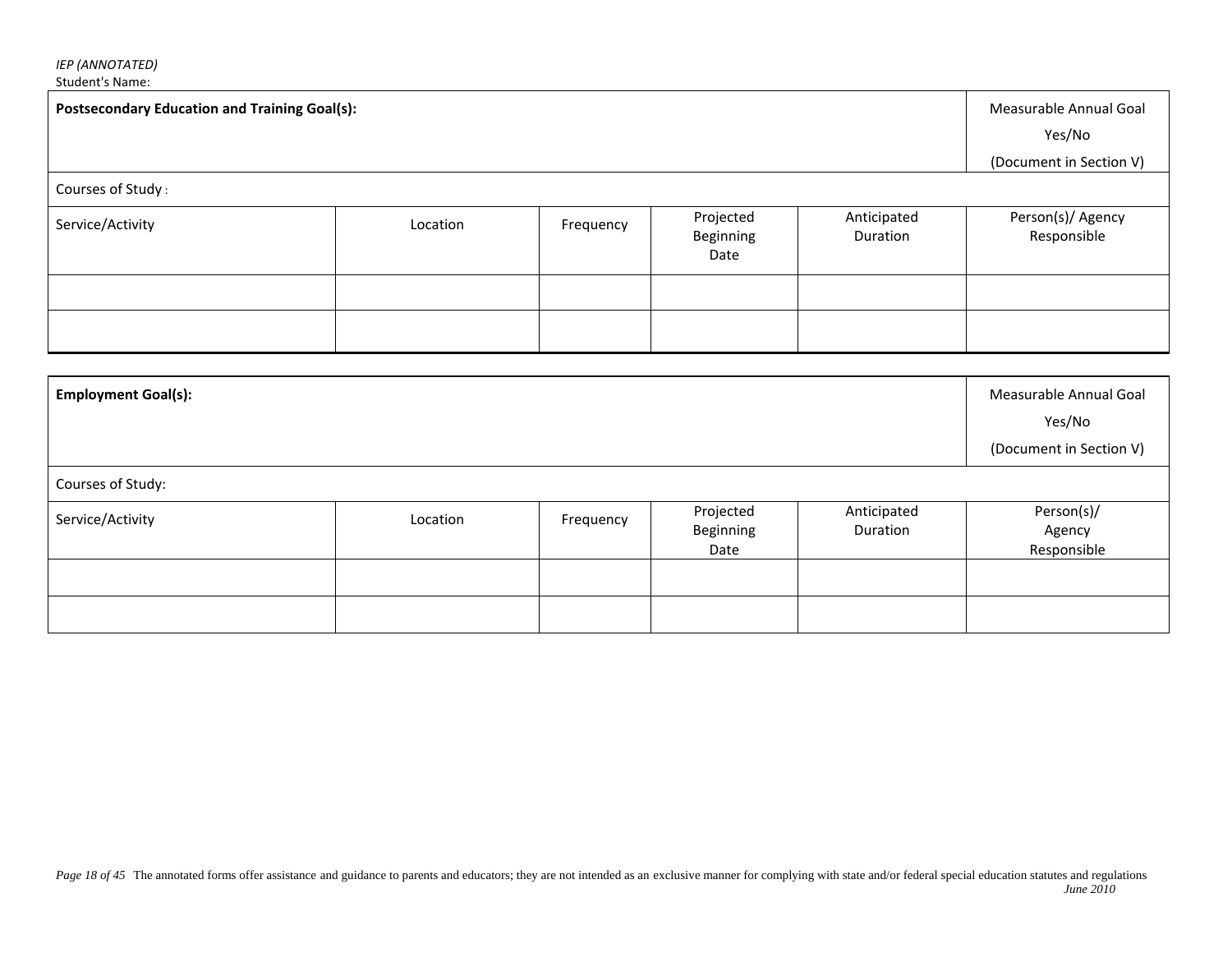*IEP (ANNOTATED)*
Student's Name:

| **Postsecondary Education and Training Goal(s):** | | | | | Measurable Annual Goal Yes/No (Document in Section V) |
|---|---|---|---|---|---|
| Courses of Study : | | | | | |
| Service/Activity | Location | Frequency | Projected Beginning Date | Anticipated Duration | Person(s)/ Agency Responsible |
| | | | | | |
| | | | | | |

| **Employment Goal(s):** | | | | | Measurable Annual Goal Yes/No (Document in Section V) |
|---|---|---|---|---|---|
| Courses of Study: | | | | | |
| Service/Activity | Location | Frequency | Projected Beginning Date | Anticipated Duration | Person(s)/ Agency Responsible |
| | | | | | |
| | | | | | |

The annotated forms offer assistance and guidance to parents and educators; they are not intended as an exclusive manner for complying with state and/or federal special education statutes and regulations
*June 2010*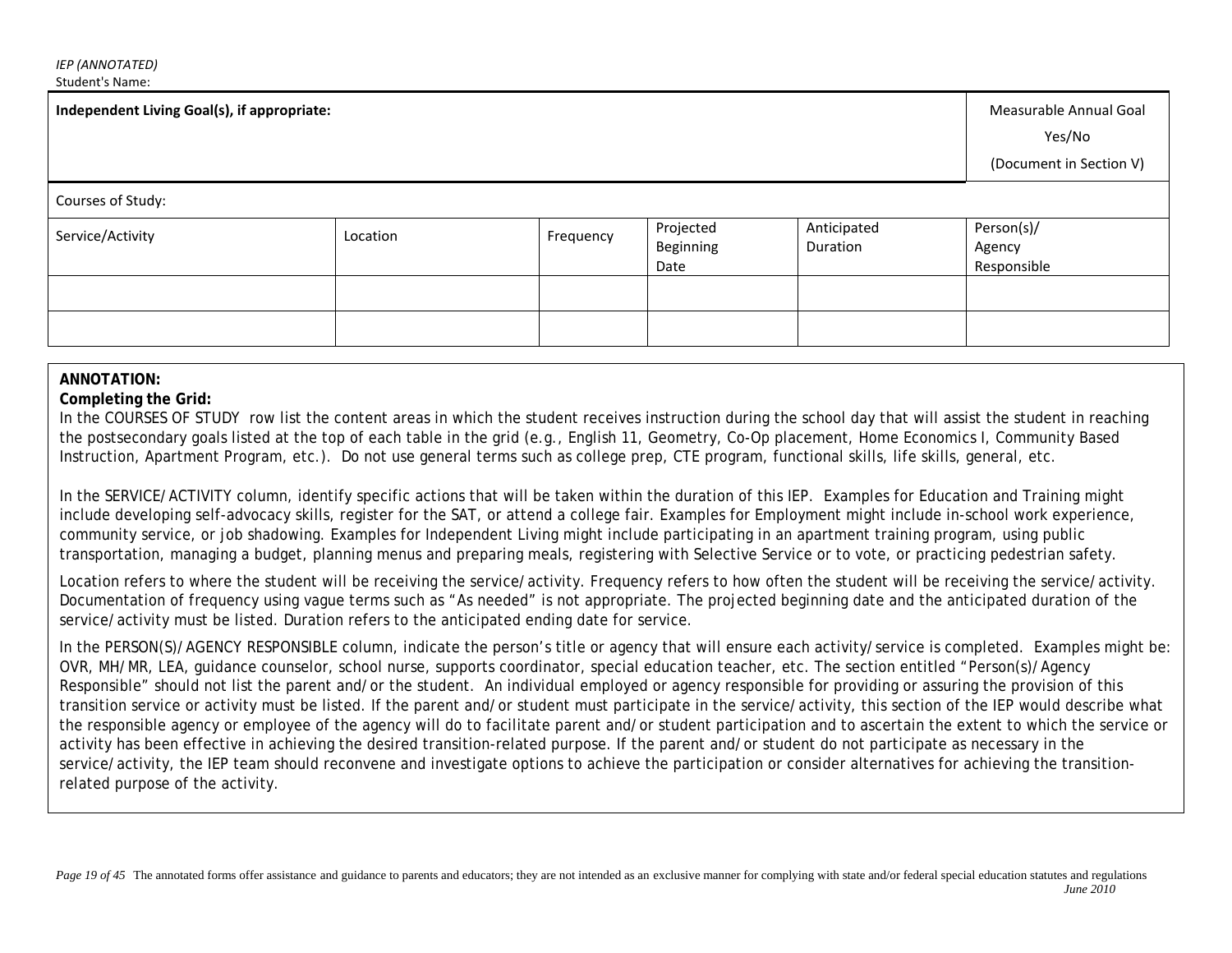*IEP (ANNOTATED)*
Student's Name:

| **Independent Living Goal(s), if appropriate:** | | | | | Measurable Annual Goal Yes/No (Document in Section V) |
|---|---|---|---|---|---|
| Courses of Study: | | | | | |
| Service/Activity | Location | Frequency | Projected Beginning Date | Anticipated Duration | Person(s)/ Agency Responsible |
| | | | | | |
| | | | | | |

**ANNOTATION:**
**Completing the Grid:**
In the COURSES OF STUDY row list the content areas in which the student receives instruction during the school day that will assist the student in reaching the postsecondary goals listed at the top of each table in the grid (e.g., English 11, Geometry, Co-Op placement, Home Economics I, Community Based Instruction, Apartment Program, etc.). Do not use general terms such as college prep, CTE program, functional skills, life skills, general, etc.

In the SERVICE/ACTIVITY column, identify specific actions that will be taken within the duration of this IEP. Examples for Education and Training might include developing self-advocacy skills, register for the SAT, or attend a college fair. Examples for Employment might include in-school work experience, community service, or job shadowing. Examples for Independent Living might include participating in an apartment training program, using public transportation, managing a budget, planning menus and preparing meals, registering with Selective Service or to vote, or practicing pedestrian safety.

Location refers to where the student will be receiving the service/activity. Frequency refers to how often the student will be receiving the service/activity. Documentation of frequency using vague terms such as "As needed" is not appropriate. The projected beginning date and the anticipated duration of the service/activity must be listed. Duration refers to the anticipated ending date for service.

In the PERSON(S)/AGENCY RESPONSIBLE column, indicate the person's title or agency that will ensure each activity/service is completed. Examples might be: OVR, MH/MR, LEA, guidance counselor, school nurse, supports coordinator, special education teacher, etc. The section entitled "Person(s)/Agency Responsible" should not list the parent and/or the student. An individual employed or agency responsible for providing or assuring the provision of this transition service or activity must be listed. If the parent and/or student must participate in the service/activity, this section of the IEP would describe what the responsible agency or employee of the agency will do to facilitate parent and/or student participation and to ascertain the extent to which the service or activity has been effective in achieving the desired transition-related purpose. If the parent and/or student do not participate as necessary in the service/activity, the IEP team should reconvene and investigate options to achieve the participation or consider alternatives for achieving the transition-related purpose of the activity.

The annotated forms offer assistance and guidance to parents and educators; they are not intended as an exclusive manner for complying with state and/or federal special education statutes and regulations
*June 2010*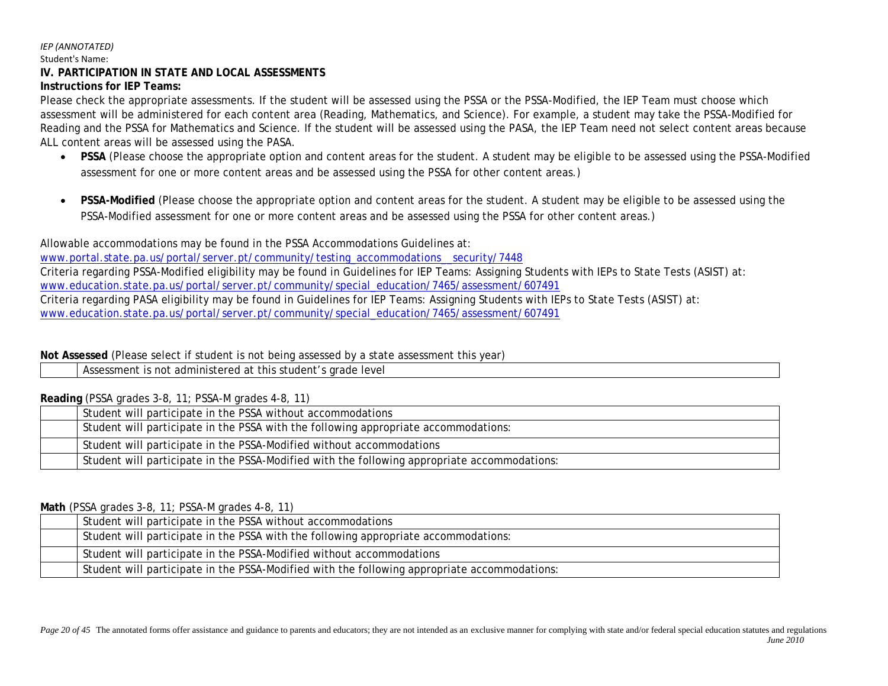*IEP (ANNOTATED)*

Student's Name:

## IV. PARTICIPATION IN STATE AND LOCAL ASSESSMENTS

**Instructions for IEP Teams:**

Please check the appropriate assessments. If the student will be assessed using the PSSA or the PSSA-Modified, the IEP Team must choose which assessment will be administered for each content area (Reading, Mathematics, and Science). For example, a student may take the PSSA-Modified for Reading and the PSSA for Mathematics and Science. If the student will be assessed using the PASA, the IEP Team need not select content areas because ALL content areas will be assessed using the PASA.

- **PSSA** (Please choose the appropriate option and content areas for the student. A student may be eligible to be assessed using the PSSA-Modified assessment for one or more content areas and be assessed using the PSSA for other content areas.)
- **PSSA-Modified** (Please choose the appropriate option and content areas for the student. A student may be eligible to be assessed using the PSSA-Modified assessment for one or more content areas and be assessed using the PSSA for other content areas.)

Allowable accommodations may be found in the PSSA Accommodations Guidelines at:
www.portal.state.pa.us/portal/server.pt/community/testing_accommodations__security/7448
Criteria regarding PSSA-Modified eligibility may be found in Guidelines for IEP Teams: Assigning Students with IEPs to State Tests (ASIST) at:
www.education.state.pa.us/portal/server.pt/community/special_education/7465/assessment/607491
Criteria regarding PASA eligibility may be found in Guidelines for IEP Teams: Assigning Students with IEPs to State Tests (ASIST) at:
www.education.state.pa.us/portal/server.pt/community/special_education/7465/assessment/607491

**Not Assessed** (Please select if student is not being assessed by a state assessment this year)

| | |
|---|---|
| | Assessment is not administered at this student's grade level |

**Reading** (PSSA grades 3-8, 11; PSSA-M grades 4-8, 11)

| | |
|---|---|
| | Student will participate in the PSSA without accommodations |
| | Student will participate in the PSSA with the following appropriate accommodations: |
| | Student will participate in the PSSA-Modified without accommodations |
| | Student will participate in the PSSA-Modified with the following appropriate accommodations: |

**Math** (PSSA grades 3-8, 11; PSSA-M grades 4-8, 11)

| | |
|---|---|
| | Student will participate in the PSSA without accommodations |
| | Student will participate in the PSSA with the following appropriate accommodations: |
| | Student will participate in the PSSA-Modified without accommodations |
| | Student will participate in the PSSA-Modified with the following appropriate accommodations: |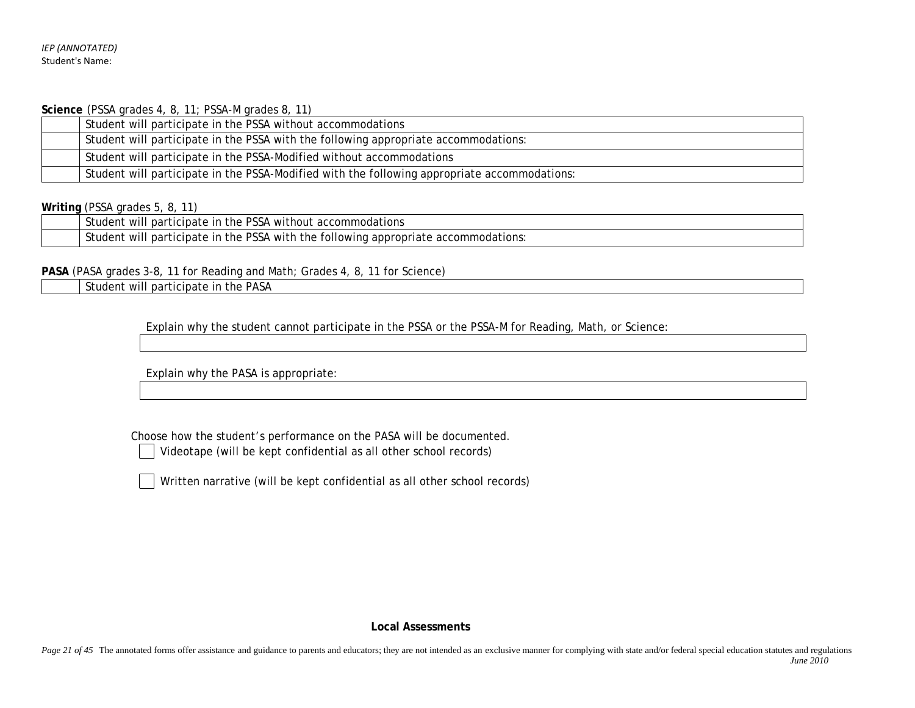**Science** (PSSA grades 4, 8, 11; PSSA-M grades 8, 11)

| | |
|---|---|
| | Student will participate in the PSSA without accommodations |
| | Student will participate in the PSSA with the following appropriate accommodations: |
| | Student will participate in the PSSA-Modified without accommodations |
| | Student will participate in the PSSA-Modified with the following appropriate accommodations: |

**Writing** (PSSA grades 5, 8, 11)

| | |
|---|---|
| | Student will participate in the PSSA without accommodations |
| | Student will participate in the PSSA with the following appropriate accommodations: |

**PASA** (PASA grades 3-8, 11 for Reading and Math; Grades 4, 8, 11 for Science)

| | |
|---|---|
| | Student will participate in the PASA |

Explain why the student cannot participate in the PSSA or the PSSA-M for Reading, Math, or Science:

Explain why the PASA is appropriate:

Choose how the student's performance on the PASA will be documented.

☐ Videotape (will be kept confidential as all other school records)

☐ Written narrative (will be kept confidential as all other school records)

**Local Assessments**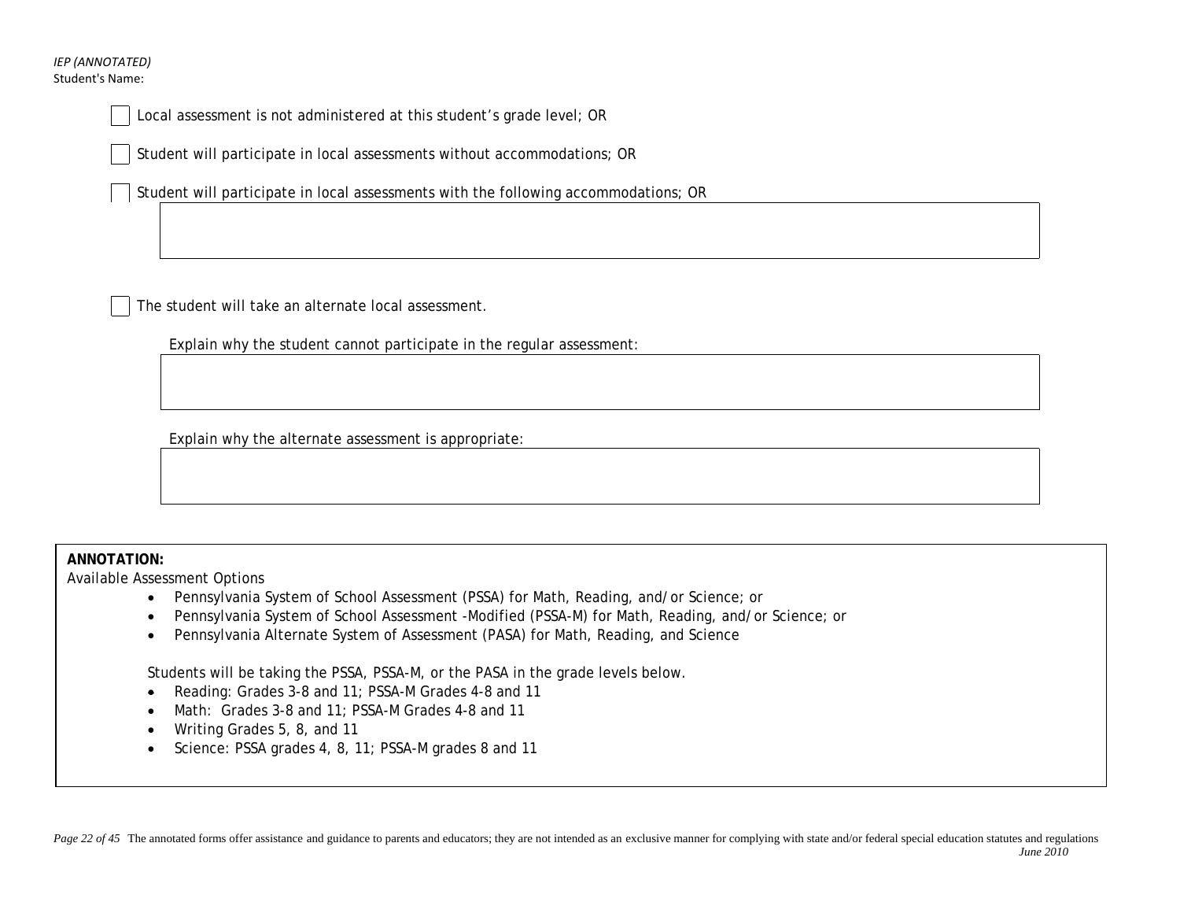- [ ] Local assessment is not administered at this student's grade level; OR

- [ ] Student will participate in local assessments without accommodations; OR

- [ ] Student will participate in local assessments with the following accommodations; OR

- [ ] The student will take an alternate local assessment.

Explain why the student cannot participate in the regular assessment:

Explain why the alternate assessment is appropriate:

**ANNOTATION:**

Available Assessment Options

- Pennsylvania System of School Assessment (PSSA) for Math, Reading, and/or Science; or
- Pennsylvania System of School Assessment -Modified (PSSA-M) for Math, Reading, and/or Science; or
- Pennsylvania Alternate System of Assessment (PASA) for Math, Reading, and Science

Students will be taking the PSSA, PSSA-M, or the PASA in the grade levels below.

- Reading: Grades 3-8 and 11; PSSA-M Grades 4-8 and 11
- Math: Grades 3-8 and 11; PSSA-M Grades 4-8 and 11
- Writing Grades 5, 8, and 11
- Science: PSSA grades 4, 8, 11; PSSA-M grades 8 and 11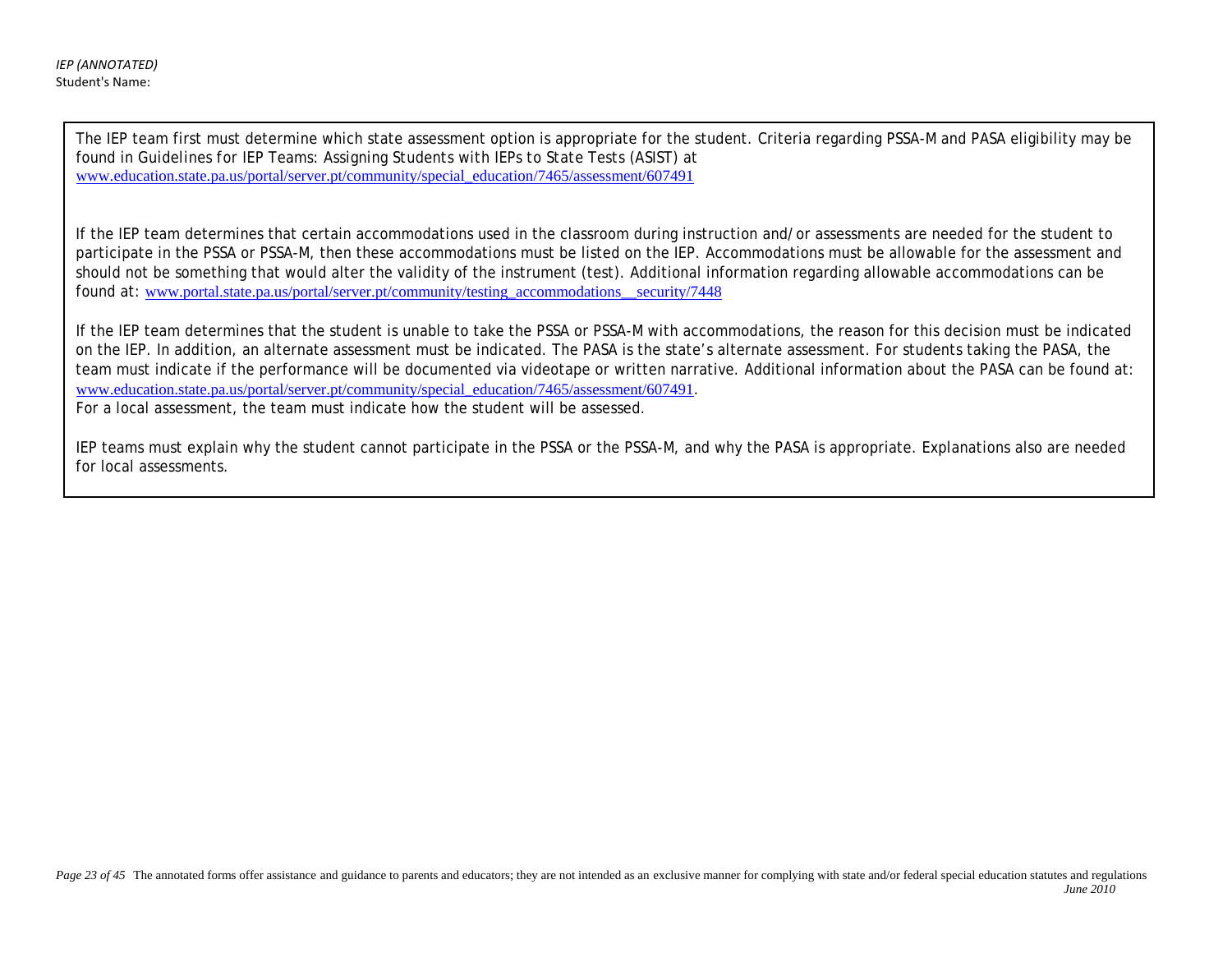The IEP team first must determine which state assessment option is appropriate for the student. Criteria regarding PSSA-M and PASA eligibility may be found in *Guidelines for IEP Teams: Assigning Students with IEPs to State Tests (ASIST)* at www.education.state.pa.us/portal/server.pt/community/special_education/7465/assessment/607491

If the IEP team determines that certain accommodations used in the classroom during instruction and/or assessments are needed for the student to participate in the PSSA or PSSA-M, then these accommodations must be listed on the IEP. Accommodations must be allowable for the assessment and should not be something that would alter the validity of the instrument (test). Additional information regarding allowable accommodations can be found at: www.portal.state.pa.us/portal/server.pt/community/testing_accommodations__security/7448

If the IEP team determines that the student is unable to take the PSSA or PSSA-M with accommodations, the reason for this decision must be indicated on the IEP. In addition, an alternate assessment must be indicated. The PASA is the state's alternate assessment. For students taking the PASA, the team must indicate if the performance will be documented via videotape or written narrative. Additional information about the PASA can be found at: www.education.state.pa.us/portal/server.pt/community/special_education/7465/assessment/607491.
For a local assessment, the team must indicate how the student will be assessed.

IEP teams must explain why the student cannot participate in the PSSA or the PSSA-M, and why the PASA is appropriate. Explanations also are needed for local assessments.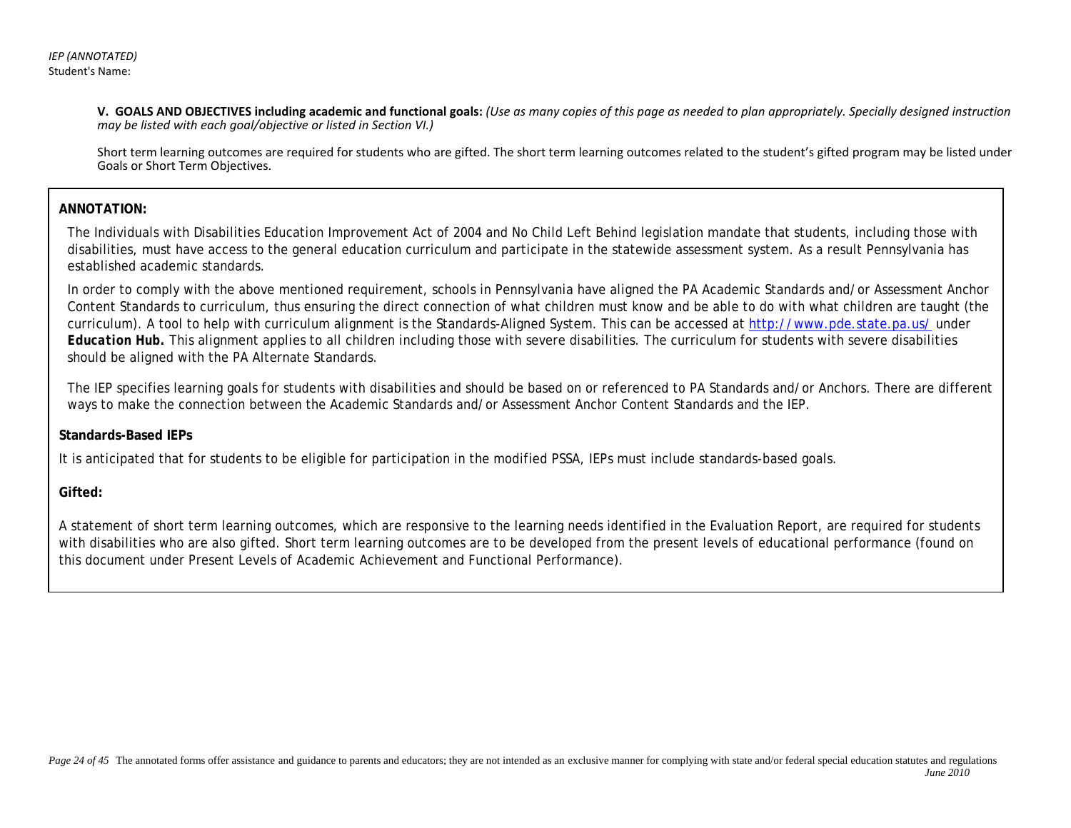*IEP (ANNOTATED)*
Student's Name:

**V. GOALS AND OBJECTIVES including academic and functional goals:** *(Use as many copies of this page as needed to plan appropriately. Specially designed instruction may be listed with each goal/objective or listed in Section VI.)*

Short term learning outcomes are required for students who are gifted. The short term learning outcomes related to the student's gifted program may be listed under Goals or Short Term Objectives.

***ANNOTATION:***

The Individuals with Disabilities Education Improvement Act of 2004 and No Child Left Behind legislation mandate that students, including those with disabilities, must have access to the general education curriculum and participate in the statewide assessment system. As a result Pennsylvania has established academic standards.

In order to comply with the above mentioned requirement, schools in Pennsylvania have aligned the PA Academic Standards and/or Assessment Anchor Content Standards to curriculum, thus ensuring the direct connection of what children must know and be able to do with what children are taught (the curriculum). A tool to help with curriculum alignment is the Standards-Aligned System. This can be accessed at http://www.pde.state.pa.us/ under ***Education Hub.*** This alignment applies to all children including those with severe disabilities. The curriculum for students with severe disabilities should be aligned with the PA Alternate Standards.

The IEP specifies learning goals for students with disabilities and should be based on or referenced to PA Standards and/or Anchors. There are different ways to make the connection between the Academic Standards and/or Assessment Anchor Content Standards and the IEP.

**Standards-Based IEPs**

It is anticipated that for students to be eligible for participation in the modified PSSA, IEPs must include standards-based goals.

**Gifted:**

A statement of short term learning outcomes, which are responsive to the learning needs identified in the Evaluation Report, are required for students with disabilities who are also gifted. Short term learning outcomes are to be developed from the present levels of educational performance (found on this document under Present Levels of Academic Achievement and Functional Performance).

The annotated forms offer assistance and guidance to parents and educators; they are not intended as an exclusive manner for complying with state and/or federal special education statutes and regulations
*June 2010*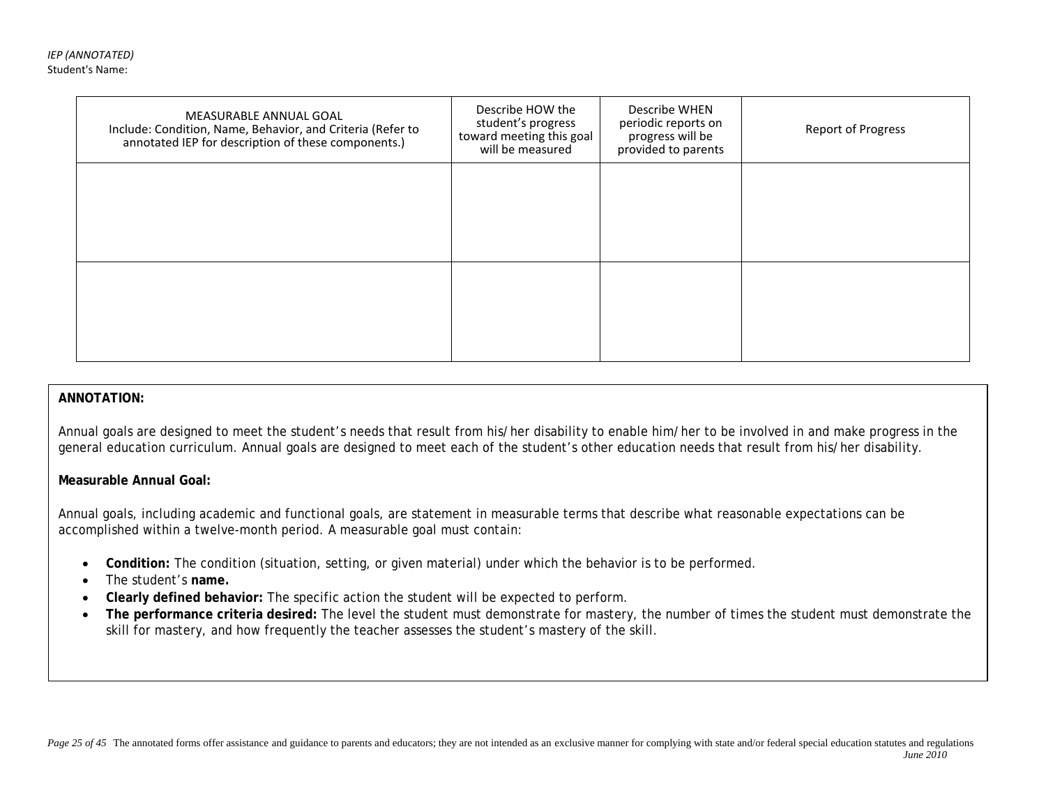*IEP (ANNOTATED)*
Student's Name:

| MEASURABLE ANNUAL GOAL<br>Include: Condition, Name, Behavior, and Criteria (Refer to annotated IEP for description of these components.) | Describe HOW the student's progress toward meeting this goal will be measured | Describe WHEN periodic reports on progress will be provided to parents | Report of Progress |
|---|---|---|---|
| | | | |
| | | | |

**ANNOTATION:**

Annual goals are designed to meet the student's needs that result from his/her disability to enable him/her to be involved in and make progress in the general education curriculum. Annual goals are designed to meet each of the student's other education needs that result from his/her disability.

**Measurable Annual Goal:**

Annual goals, including academic and functional goals, are statement in measurable terms that describe what reasonable expectations can be accomplished within a twelve-month period. A measurable goal must contain:

- **Condition:** The condition (situation, setting, or given material) under which the behavior is to be performed.
- The student's **name.**
- **Clearly defined behavior:** The specific action the student will be expected to perform.
- **The performance criteria desired:** The level the student must demonstrate for mastery, the number of times the student must demonstrate the skill for mastery, and how frequently the teacher assesses the student's mastery of the skill.

The annotated forms offer assistance and guidance to parents and educators; they are not intended as an exclusive manner for complying with state and/or federal special education statutes and regulations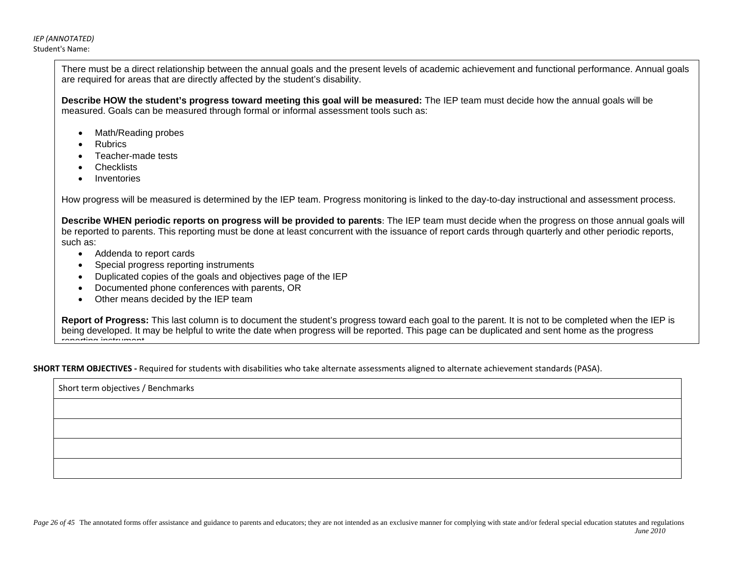There must be a direct relationship between the annual goals and the present levels of academic achievement and functional performance. Annual goals are required for areas that are directly affected by the student's disability.

**Describe HOW the student's progress toward meeting this goal will be measured:** The IEP team must decide how the annual goals will be measured. Goals can be measured through formal or informal assessment tools such as:

- Math/Reading probes
- Rubrics
- Teacher-made tests
- Checklists
- Inventories

How progress will be measured is determined by the IEP team. Progress monitoring is linked to the day-to-day instructional and assessment process.

**Describe WHEN periodic reports on progress will be provided to parents**: The IEP team must decide when the progress on those annual goals will be reported to parents. This reporting must be done at least concurrent with the issuance of report cards through quarterly and other periodic reports, such as:

- Addenda to report cards
- Special progress reporting instruments
- Duplicated copies of the goals and objectives page of the IEP
- Documented phone conferences with parents, OR
- Other means decided by the IEP team

**Report of Progress:** This last column is to document the student's progress toward each goal to the parent. It is not to be completed when the IEP is being developed. It may be helpful to write the date when progress will be reported. This page can be duplicated and sent home as the progress reporting instrument.

**SHORT TERM OBJECTIVES -** Required for students with disabilities who take alternate assessments aligned to alternate achievement standards (PASA).

| Short term objectives / Benchmarks |
|---|
| |
| |
| |
| |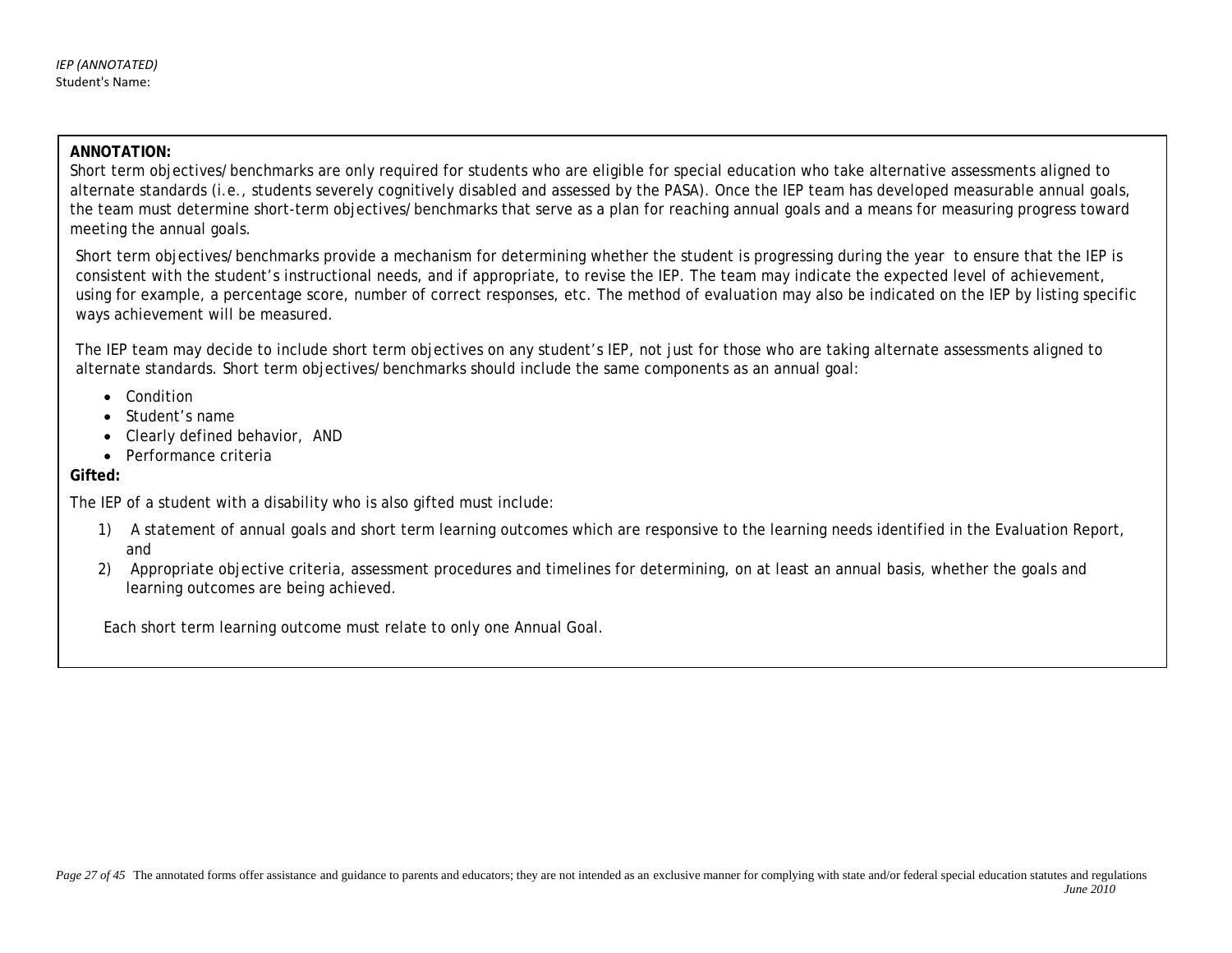*IEP (ANNOTATED)*
Student's Name:

**ANNOTATION:**
Short term objectives/benchmarks are only required for students who are eligible for special education who take alternative assessments aligned to alternate standards (i.e., students severely cognitively disabled and assessed by the PASA). Once the IEP team has developed measurable annual goals, the team must determine short-term objectives/benchmarks that serve as a plan for reaching annual goals and a means for measuring progress toward meeting the annual goals.

Short term objectives/benchmarks provide a mechanism for determining whether the student is progressing during the year to ensure that the IEP is consistent with the student's instructional needs, and if appropriate, to revise the IEP. The team may indicate the expected level of achievement, using for example, a percentage score, number of correct responses, etc. The method of evaluation may also be indicated on the IEP by listing specific ways achievement will be measured.

The IEP team may decide to include short term objectives on any student's IEP, not just for those who are taking alternate assessments aligned to alternate standards. Short term objectives/benchmarks should include the same components as an annual goal:

- Condition
- Student's name
- Clearly defined behavior, AND
- Performance criteria

**Gifted:**

The IEP of a student with a disability who is also gifted must include:

1) A statement of annual goals and short term learning outcomes which are responsive to the learning needs identified in the Evaluation Report, and
2) Appropriate objective criteria, assessment procedures and timelines for determining, on at least an annual basis, whether the goals and learning outcomes are being achieved.

Each short term learning outcome must relate to only one Annual Goal.

The annotated forms offer assistance and guidance to parents and educators; they are not intended as an exclusive manner for complying with state and/or federal special education statutes and regulations

*June 2010*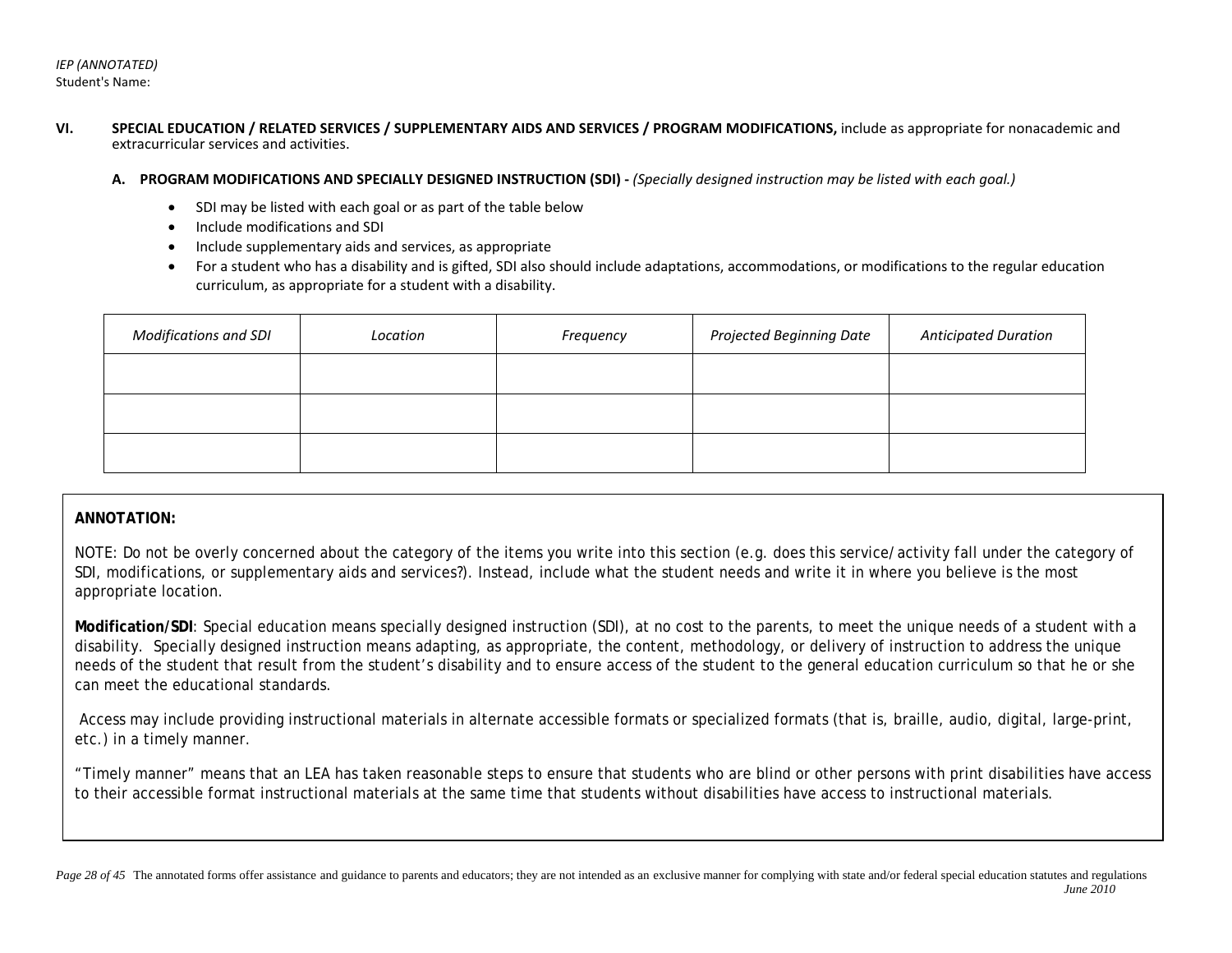*IEP (ANNOTATED)*
Student's Name:

**VI. SPECIAL EDUCATION / RELATED SERVICES / SUPPLEMENTARY AIDS AND SERVICES / PROGRAM MODIFICATIONS,** include as appropriate for nonacademic and extracurricular services and activities.

**A. PROGRAM MODIFICATIONS AND SPECIALLY DESIGNED INSTRUCTION (SDI) -** *(Specially designed instruction may be listed with each goal.)*

- SDI may be listed with each goal or as part of the table below
- Include modifications and SDI
- Include supplementary aids and services, as appropriate
- For a student who has a disability and is gifted, SDI also should include adaptations, accommodations, or modifications to the regular education curriculum, as appropriate for a student with a disability.

| *Modifications and SDI* | *Location* | *Frequency* | *Projected Beginning Date* | *Anticipated Duration* |
|---|---|---|---|---|
| | | | | |
| | | | | |
| | | | | |

**ANNOTATION:**

NOTE: Do not be overly concerned about the category of the items you write into this section (e.g. does this service/activity fall under the category of SDI, modifications, or supplementary aids and services?). Instead, include what the student needs and write it in where you believe is the most appropriate location.

**Modification/SDI**: Special education means specially designed instruction (SDI), at no cost to the parents, to meet the unique needs of a student with a disability. Specially designed instruction means adapting, as appropriate, the content, methodology, or delivery of instruction to address the unique needs of the student that result from the student's disability and to ensure access of the student to the general education curriculum so that he or she can meet the educational standards.

Access may include providing instructional materials in alternate accessible formats or specialized formats (that is, braille, audio, digital, large-print, etc.) in a timely manner.

"Timely manner" means that an LEA has taken reasonable steps to ensure that students who are blind or other persons with print disabilities have access to their accessible format instructional materials at the same time that students without disabilities have access to instructional materials.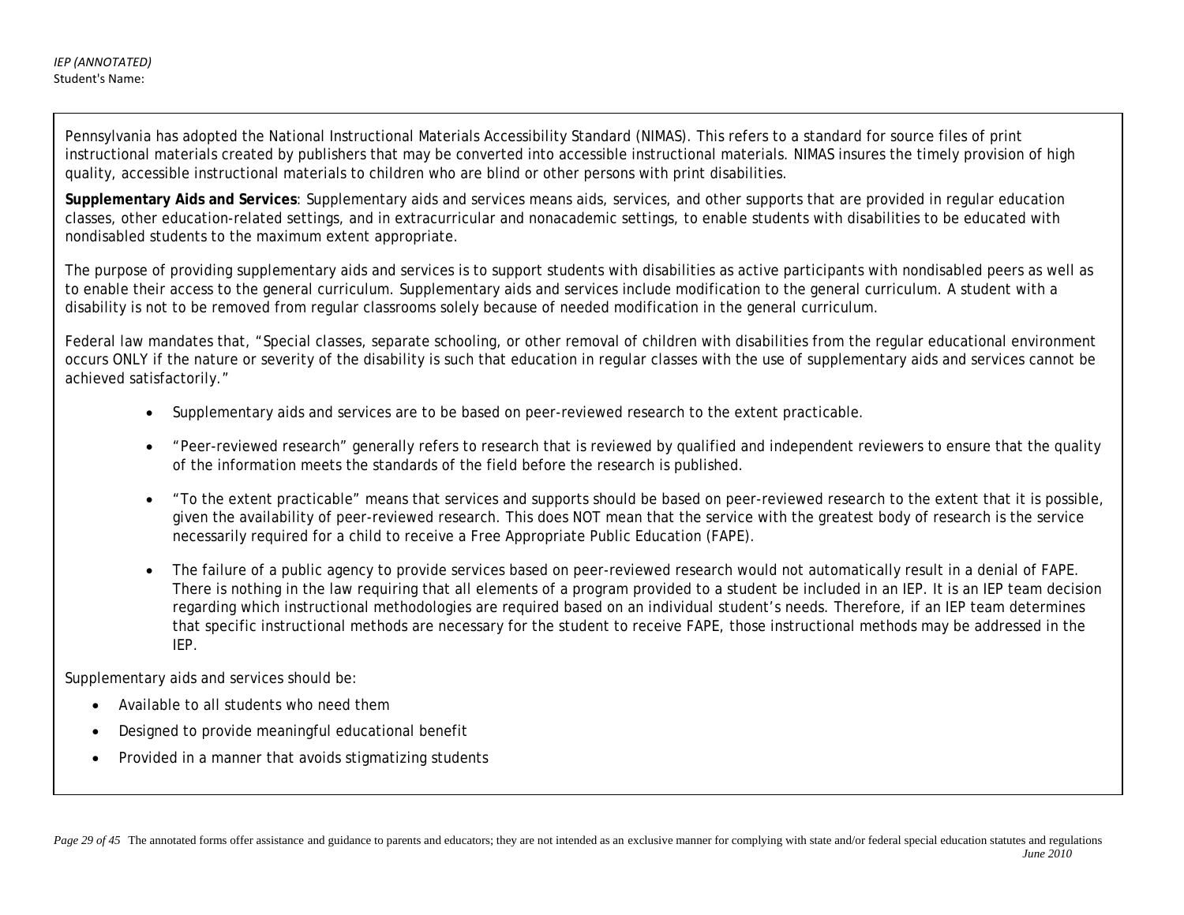Pennsylvania has adopted the National Instructional Materials Accessibility Standard (NIMAS). This refers to a standard for source files of print instructional materials created by publishers that may be converted into accessible instructional materials. NIMAS insures the timely provision of high quality, accessible instructional materials to children who are blind or other persons with print disabilities.

**Supplementary Aids and Services**: Supplementary aids and services means aids, services, and other supports that are provided in regular education classes, other education-related settings, and in extracurricular and nonacademic settings, to enable students with disabilities to be educated with nondisabled students to the maximum extent appropriate.

The purpose of providing supplementary aids and services is to support students with disabilities as active participants with nondisabled peers as well as to enable their access to the general curriculum. Supplementary aids and services include modification to the general curriculum. A student with a disability is not to be removed from regular classrooms solely because of needed modification in the general curriculum.

Federal law mandates that, "Special classes, separate schooling, or other removal of children with disabilities from the regular educational environment occurs ONLY if the nature or severity of the disability is such that education in regular classes with the use of supplementary aids and services cannot be achieved satisfactorily."

- Supplementary aids and services are to be based on peer-reviewed research to the extent practicable.
- "Peer-reviewed research" generally refers to research that is reviewed by qualified and independent reviewers to ensure that the quality of the information meets the standards of the field before the research is published.
- "To the extent practicable" means that services and supports should be based on peer-reviewed research to the extent that it is possible, given the availability of peer-reviewed research. This does NOT mean that the service with the greatest body of research is the service necessarily required for a child to receive a Free Appropriate Public Education (FAPE).
- The failure of a public agency to provide services based on peer-reviewed research would not automatically result in a denial of FAPE. There is nothing in the law requiring that all elements of a program provided to a student be included in an IEP. It is an IEP team decision regarding which instructional methodologies are required based on an individual student's needs. Therefore, if an IEP team determines that specific instructional methods are necessary for the student to receive FAPE, those instructional methods may be addressed in the IEP.

Supplementary aids and services should be:

- Available to all students who need them
- Designed to provide meaningful educational benefit
- Provided in a manner that avoids stigmatizing students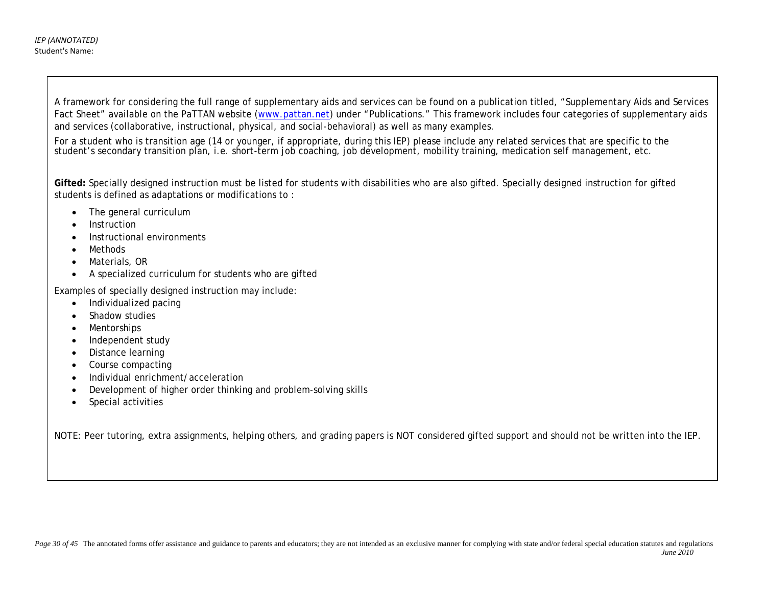A framework for considering the full range of supplementary aids and services can be found on a publication titled, "Supplementary Aids and Services Fact Sheet" available on the PaTTAN website ([www.pattan.net](http://www.pattan.net)) under "Publications." This framework includes four categories of supplementary aids and services (collaborative, instructional, physical, and social-behavioral) as well as many examples.

For a student who is transition age (14 or younger, if appropriate, during this IEP) please include any related services that are specific to the student's secondary transition plan, i.e. short-term job coaching, job development, mobility training, medication self management, etc.

**Gifted:** Specially designed instruction must be listed for students with disabilities who are also gifted. Specially designed instruction for gifted students is defined as adaptations or modifications to :

- The general curriculum
- Instruction
- Instructional environments
- Methods
- Materials, OR
- A specialized curriculum for students who are gifted

Examples of specially designed instruction may include:

- Individualized pacing
- Shadow studies
- Mentorships
- Independent study
- Distance learning
- Course compacting
- Individual enrichment/acceleration
- Development of higher order thinking and problem-solving skills
- Special activities

NOTE: Peer tutoring, extra assignments, helping others, and grading papers is NOT considered gifted support and should not be written into the IEP.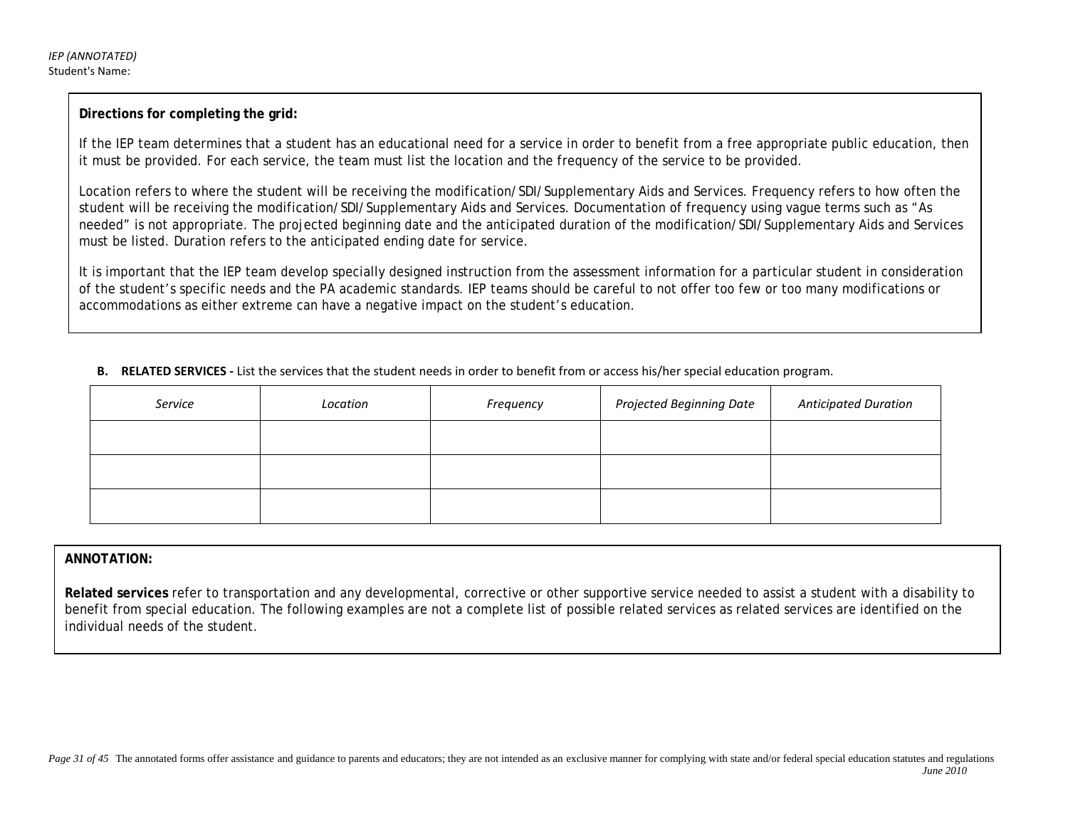**Directions for completing the grid:**

If the IEP team determines that a student has an educational need for a service in order to benefit from a free appropriate public education, then it must be provided. For each service, the team must list the location and the frequency of the service to be provided.

Location refers to where the student will be receiving the modification/SDI/Supplementary Aids and Services. Frequency refers to how often the student will be receiving the modification/SDI/Supplementary Aids and Services. Documentation of frequency using vague terms such as "As needed" is not appropriate. The projected beginning date and the anticipated duration of the modification/SDI/Supplementary Aids and Services must be listed. Duration refers to the anticipated ending date for service.

It is important that the IEP team develop specially designed instruction from the assessment information for a particular student in consideration of the student's specific needs and the PA academic standards. IEP teams should be careful to not offer too few or too many modifications or accommodations as either extreme can have a negative impact on the student's education.

**B. RELATED SERVICES -** List the services that the student needs in order to benefit from or access his/her special education program.

| *Service* | *Location* | *Frequency* | *Projected Beginning Date* | *Anticipated Duration* |
|---|---|---|---|---|
| | | | | |
| | | | | |
| | | | | |

**ANNOTATION:**

**Related services** refer to transportation and any developmental, corrective or other supportive service needed to assist a student with a disability to benefit from special education. The following examples are not a complete list of possible related services as related services are identified on the individual needs of the student.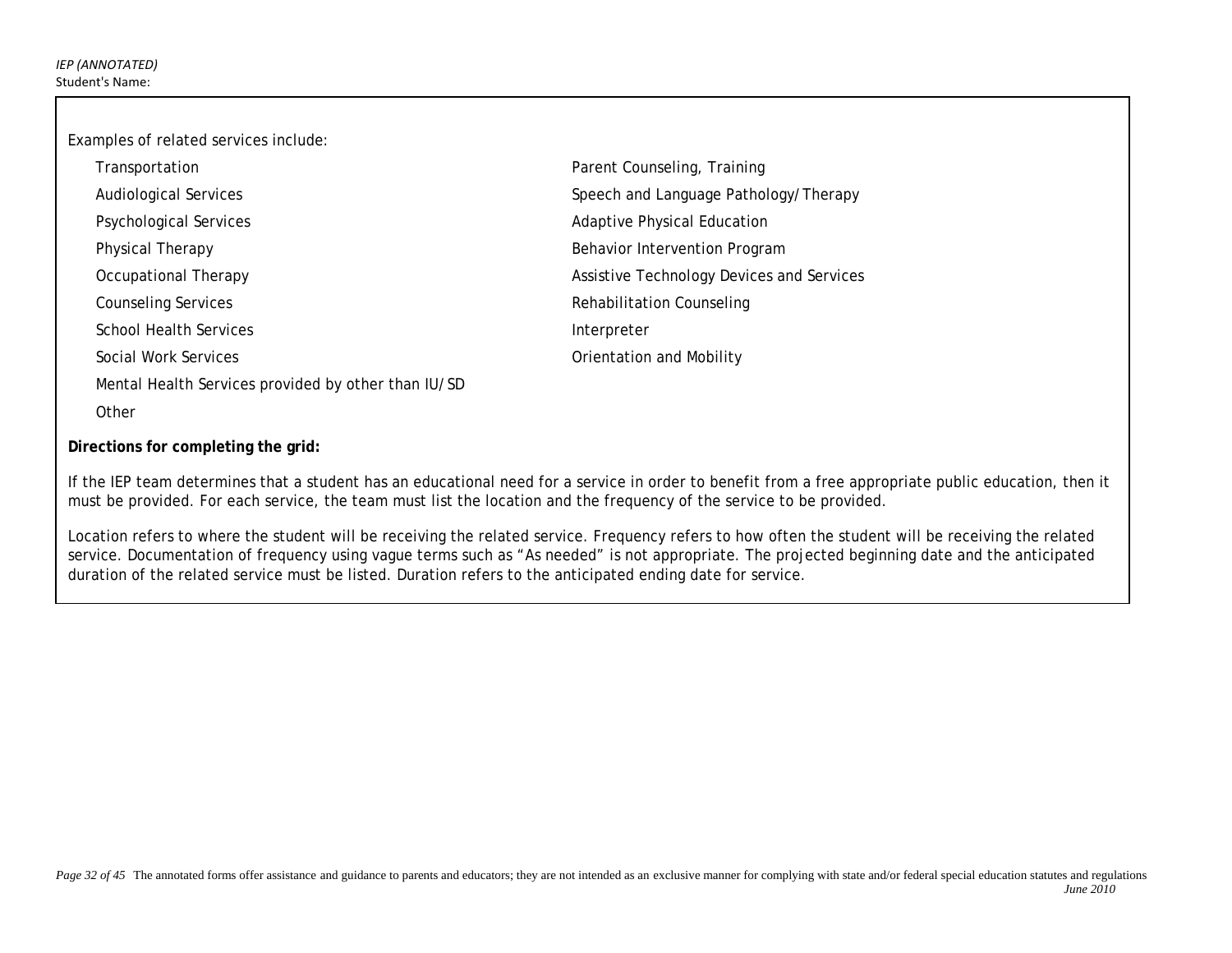Examples of related services include:

- Transportation
- Audiological Services
- Psychological Services
- Physical Therapy
- Occupational Therapy
- Counseling Services
- School Health Services
- Social Work Services
- Mental Health Services provided by other than IU/SD
- Other
- Parent Counseling, Training
- Speech and Language Pathology/Therapy
- Adaptive Physical Education
- Behavior Intervention Program
- Assistive Technology Devices and Services
- Rehabilitation Counseling
- Interpreter
- Orientation and Mobility

**Directions for completing the grid:**

If the IEP team determines that a student has an educational need for a service in order to benefit from a free appropriate public education, then it must be provided. For each service, the team must list the location and the frequency of the service to be provided.

Location refers to where the student will be receiving the related service. Frequency refers to how often the student will be receiving the related service. Documentation of frequency using vague terms such as "As needed" is not appropriate. The projected beginning date and the anticipated duration of the related service must be listed. Duration refers to the anticipated ending date for service.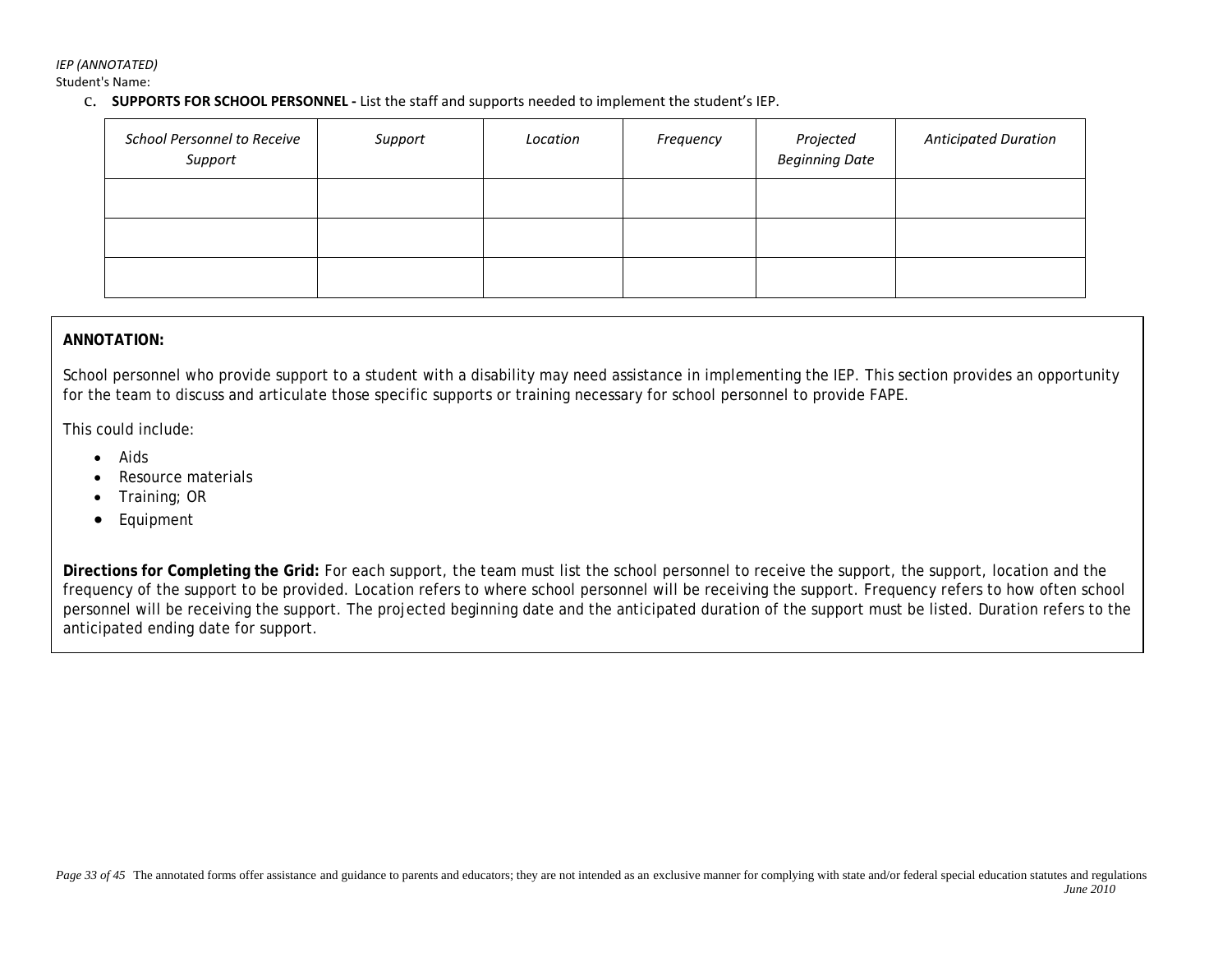*IEP (ANNOTATED)*
Student's Name:

C. **SUPPORTS FOR SCHOOL PERSONNEL -** List the staff and supports needed to implement the student's IEP.

| *School Personnel to Receive Support* | *Support* | *Location* | *Frequency* | *Projected Beginning Date* | *Anticipated Duration* |
|---|---|---|---|---|---|
| | | | | | |
| | | | | | |
| | | | | | |

**ANNOTATION:**

School personnel who provide support to a student with a disability may need assistance in implementing the IEP. This section provides an opportunity for the team to discuss and articulate those specific supports or training necessary for school personnel to provide FAPE.

This could include:

- Aids
- Resource materials
- Training; OR
- Equipment

**Directions for Completing the Grid:** For each support, the team must list the school personnel to receive the support, the support, location and the frequency of the support to be provided. Location refers to where school personnel will be receiving the support. Frequency refers to how often school personnel will be receiving the support. The projected beginning date and the anticipated duration of the support must be listed. Duration refers to the anticipated ending date for support.

The annotated forms offer assistance and guidance to parents and educators; they are not intended as an exclusive manner for complying with state and/or federal special education statutes and regulations
*June 2010*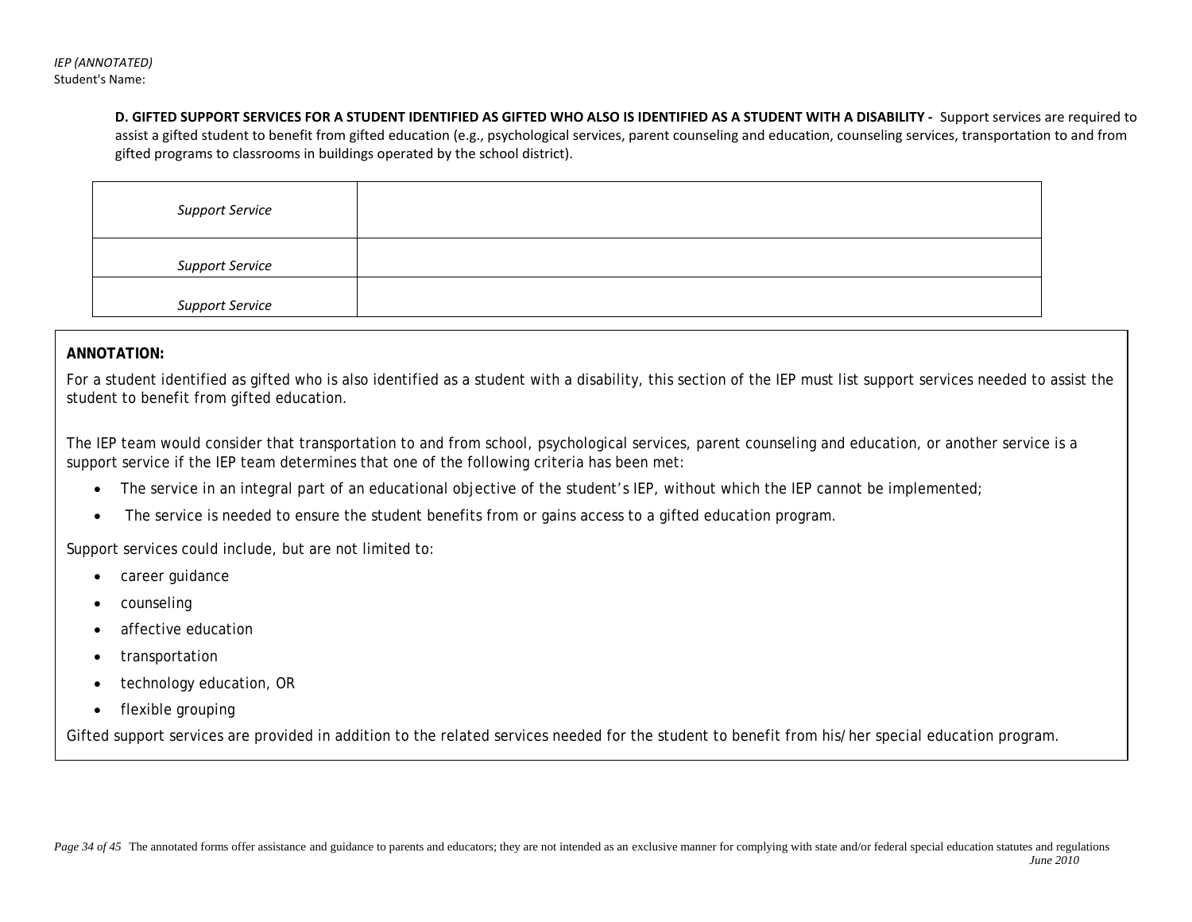*IEP (ANNOTATED)*
Student's Name:

**D. GIFTED SUPPORT SERVICES FOR A STUDENT IDENTIFIED AS GIFTED WHO ALSO IS IDENTIFIED AS A STUDENT WITH A DISABILITY -** Support services are required to assist a gifted student to benefit from gifted education (e.g., psychological services, parent counseling and education, counseling services, transportation to and from gifted programs to classrooms in buildings operated by the school district).

| | |
|---|---|
| *Support Service* | |
| *Support Service* | |
| *Support Service* | |

**ANNOTATION:**

For a student identified as gifted who is also identified as a student with a disability, this section of the IEP must list support services needed to assist the student to benefit from gifted education.

The IEP team would consider that transportation to and from school, psychological services, parent counseling and education, or another service is a support service if the IEP team determines that one of the following criteria has been met:

- The service in an integral part of an educational objective of the student's IEP, without which the IEP cannot be implemented;
- The service is needed to ensure the student benefits from or gains access to a gifted education program.

Support services could include, but are not limited to:

- career guidance
- counseling
- affective education
- transportation
- technology education, OR
- flexible grouping

Gifted support services are provided in addition to the related services needed for the student to benefit from his/her special education program.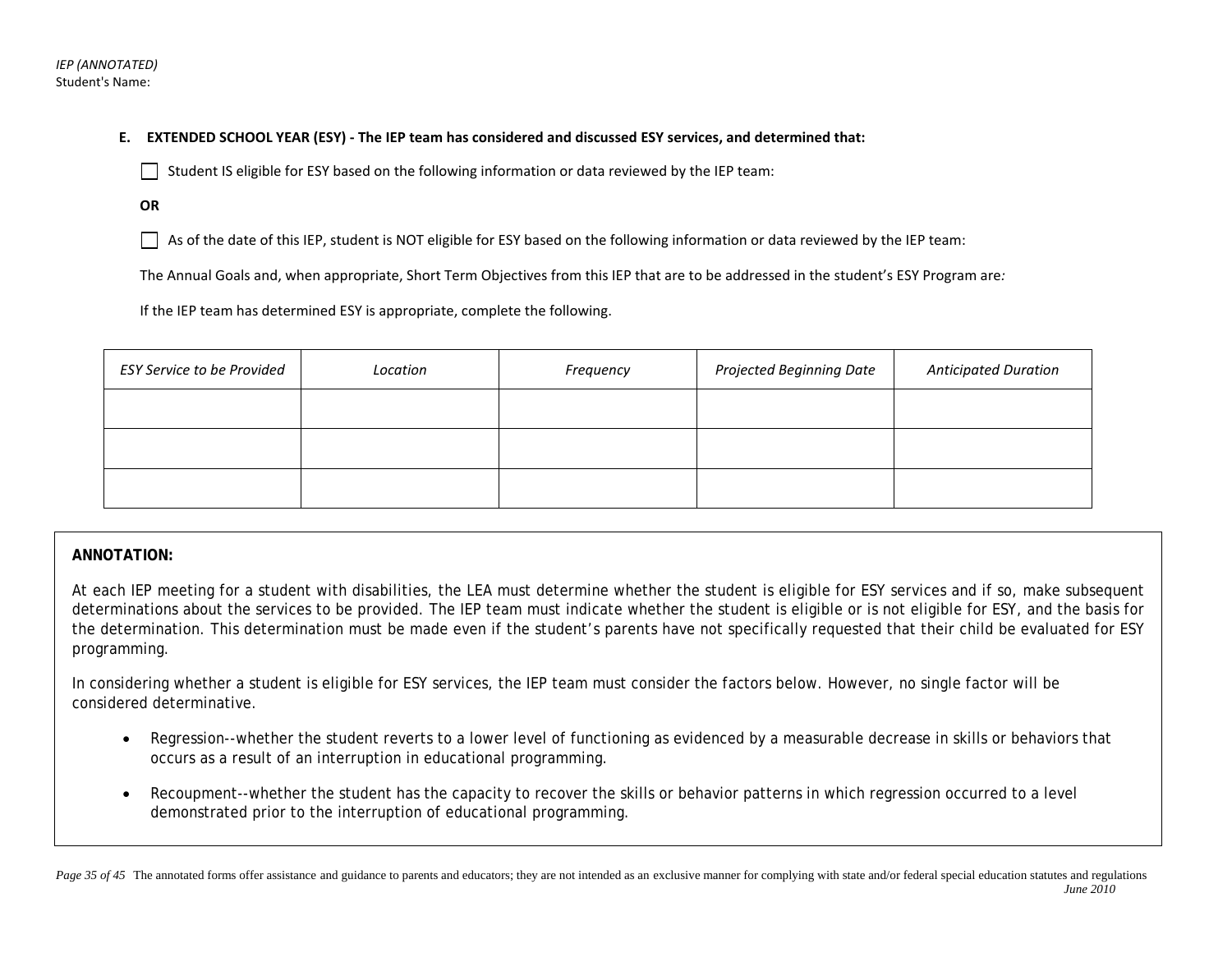**E. EXTENDED SCHOOL YEAR (ESY) - The IEP team has considered and discussed ESY services, and determined that:**

☐ Student IS eligible for ESY based on the following information or data reviewed by the IEP team:

**OR**

☐ As of the date of this IEP, student is NOT eligible for ESY based on the following information or data reviewed by the IEP team:

The Annual Goals and, when appropriate, Short Term Objectives from this IEP that are to be addressed in the student's ESY Program are*:*

If the IEP team has determined ESY is appropriate, complete the following.

| *ESY Service to be Provided* | *Location* | *Frequency* | *Projected Beginning Date* | *Anticipated Duration* |
|---|---|---|---|---|
| | | | | |
| | | | | |
| | | | | |

**ANNOTATION:**

At each IEP meeting for a student with disabilities, the LEA must determine whether the student is eligible for ESY services and if so, make subsequent determinations about the services to be provided. The IEP team must indicate whether the student is eligible or is not eligible for ESY, and the basis for the determination. This determination must be made even if the student's parents have not specifically requested that their child be evaluated for ESY programming.

In considering whether a student is eligible for ESY services, the IEP team must consider the factors below. However, no single factor will be considered determinative.

- Regression--whether the student reverts to a lower level of functioning as evidenced by a measurable decrease in skills or behaviors that occurs as a result of an interruption in educational programming.
- Recoupment--whether the student has the capacity to recover the skills or behavior patterns in which regression occurred to a level demonstrated prior to the interruption of educational programming.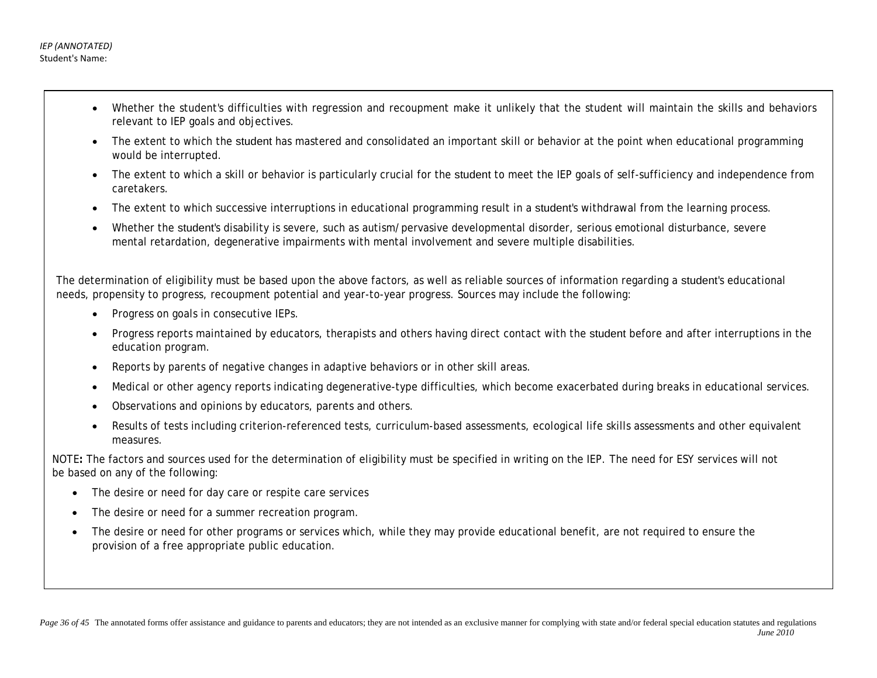- Whether the student's difficulties with regression and recoupment make it unlikely that the student will maintain the skills and behaviors relevant to IEP goals and objectives.
- The extent to which the student has mastered and consolidated an important skill or behavior at the point when educational programming would be interrupted.
- The extent to which a skill or behavior is particularly crucial for the student to meet the IEP goals of self-sufficiency and independence from caretakers.
- The extent to which successive interruptions in educational programming result in a student's withdrawal from the learning process.
- Whether the student's disability is severe, such as autism/pervasive developmental disorder, serious emotional disturbance, severe mental retardation, degenerative impairments with mental involvement and severe multiple disabilities.

The determination of eligibility must be based upon the above factors, as well as reliable sources of information regarding a student's educational needs, propensity to progress, recoupment potential and year-to-year progress. Sources may include the following:

- Progress on goals in consecutive IEPs.
- Progress reports maintained by educators, therapists and others having direct contact with the student before and after interruptions in the education program.
- Reports by parents of negative changes in adaptive behaviors or in other skill areas.
- Medical or other agency reports indicating degenerative-type difficulties, which become exacerbated during breaks in educational services.
- Observations and opinions by educators, parents and others.
- Results of tests including criterion-referenced tests, curriculum-based assessments, ecological life skills assessments and other equivalent measures.

NOTE**:** The factors and sources used for the determination of eligibility must be specified in writing on the IEP. The need for ESY services will not be based on any of the following:

- The desire or need for day care or respite care services
- The desire or need for a summer recreation program.
- The desire or need for other programs or services which, while they may provide educational benefit, are not required to ensure the provision of a free appropriate public education.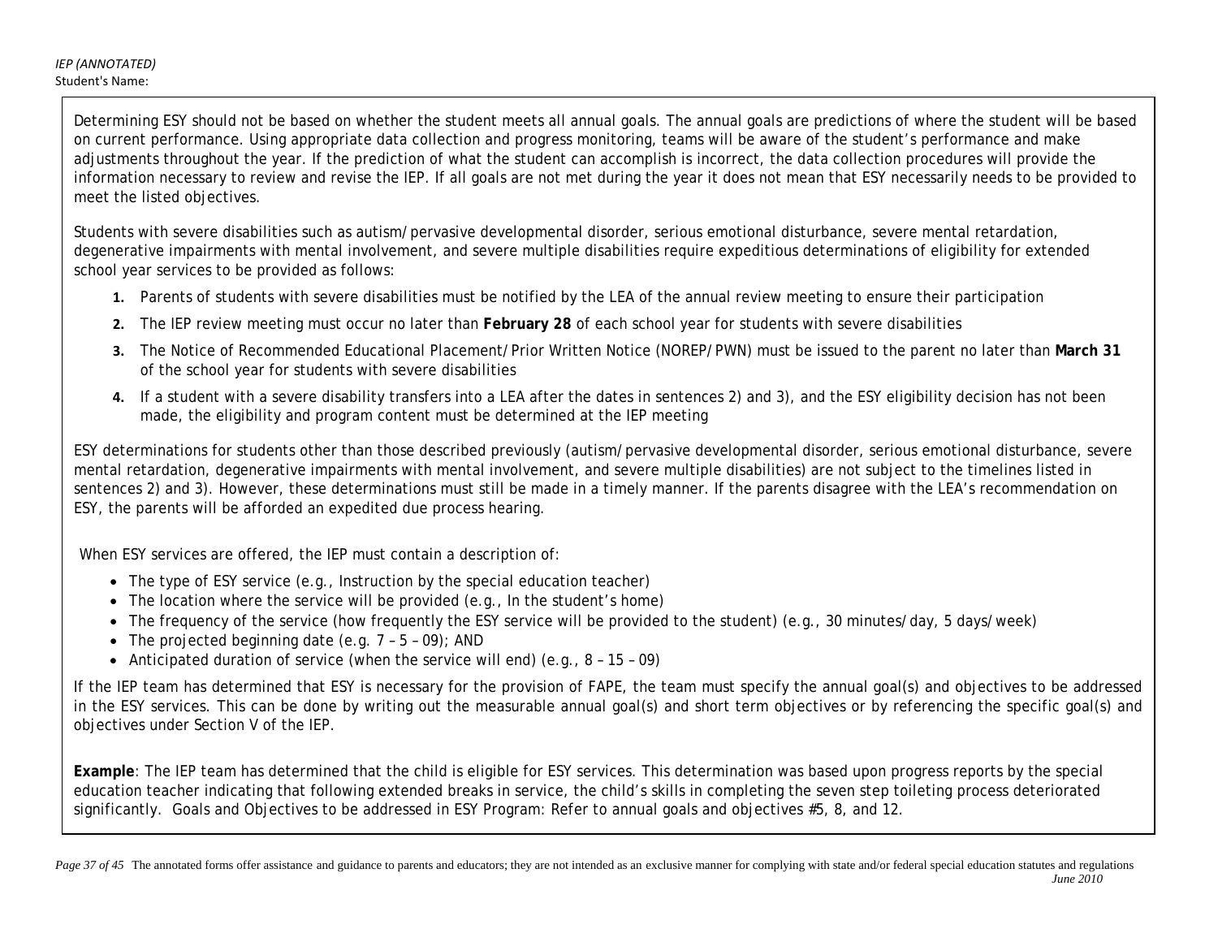Determining ESY should not be based on whether the student meets all annual goals. The annual goals are predictions of where the student will be based on current performance. Using appropriate data collection and progress monitoring, teams will be aware of the student's performance and make adjustments throughout the year. If the prediction of what the student can accomplish is incorrect, the data collection procedures will provide the information necessary to review and revise the IEP. If all goals are not met during the year it does not mean that ESY necessarily needs to be provided to meet the listed objectives.

Students with severe disabilities such as autism/pervasive developmental disorder, serious emotional disturbance, severe mental retardation, degenerative impairments with mental involvement, and severe multiple disabilities require expeditious determinations of eligibility for extended school year services to be provided as follows:

1. Parents of students with severe disabilities must be notified by the LEA of the annual review meeting to ensure their participation
2. The IEP review meeting must occur no later than **February 28** of each school year for students with severe disabilities
3. The Notice of Recommended Educational Placement/Prior Written Notice (NOREP/PWN) must be issued to the parent no later than **March 31** of the school year for students with severe disabilities
4. If a student with a severe disability transfers into a LEA after the dates in sentences 2) and 3), and the ESY eligibility decision has not been made, the eligibility and program content must be determined at the IEP meeting

ESY determinations for students other than those described previously (autism/pervasive developmental disorder, serious emotional disturbance, severe mental retardation, degenerative impairments with mental involvement, and severe multiple disabilities) are not subject to the timelines listed in sentences 2) and 3). However, these determinations must still be made in a timely manner. If the parents disagree with the LEA's recommendation on ESY, the parents will be afforded an expedited due process hearing.

When ESY services are offered, the IEP must contain a description of:

- The type of ESY service (e.g., Instruction by the special education teacher)
- The location where the service will be provided (e.g., In the student's home)
- The frequency of the service (how frequently the ESY service will be provided to the student) (e.g., 30 minutes/day, 5 days/week)
- The projected beginning date (e.g. 7 – 5 – 09); AND
- Anticipated duration of service (when the service will end) (e.g., 8 – 15 – 09)

If the IEP team has determined that ESY is necessary for the provision of FAPE, the team must specify the annual goal(s) and objectives to be addressed in the ESY services. This can be done by writing out the measurable annual goal(s) and short term objectives or by referencing the specific goal(s) and objectives under Section V of the IEP.

**Example**: The IEP team has determined that the child is eligible for ESY services. This determination was based upon progress reports by the special education teacher indicating that following extended breaks in service, the child's skills in completing the seven step toileting process deteriorated significantly. Goals and Objectives to be addressed in ESY Program: Refer to annual goals and objectives #5, 8, and 12.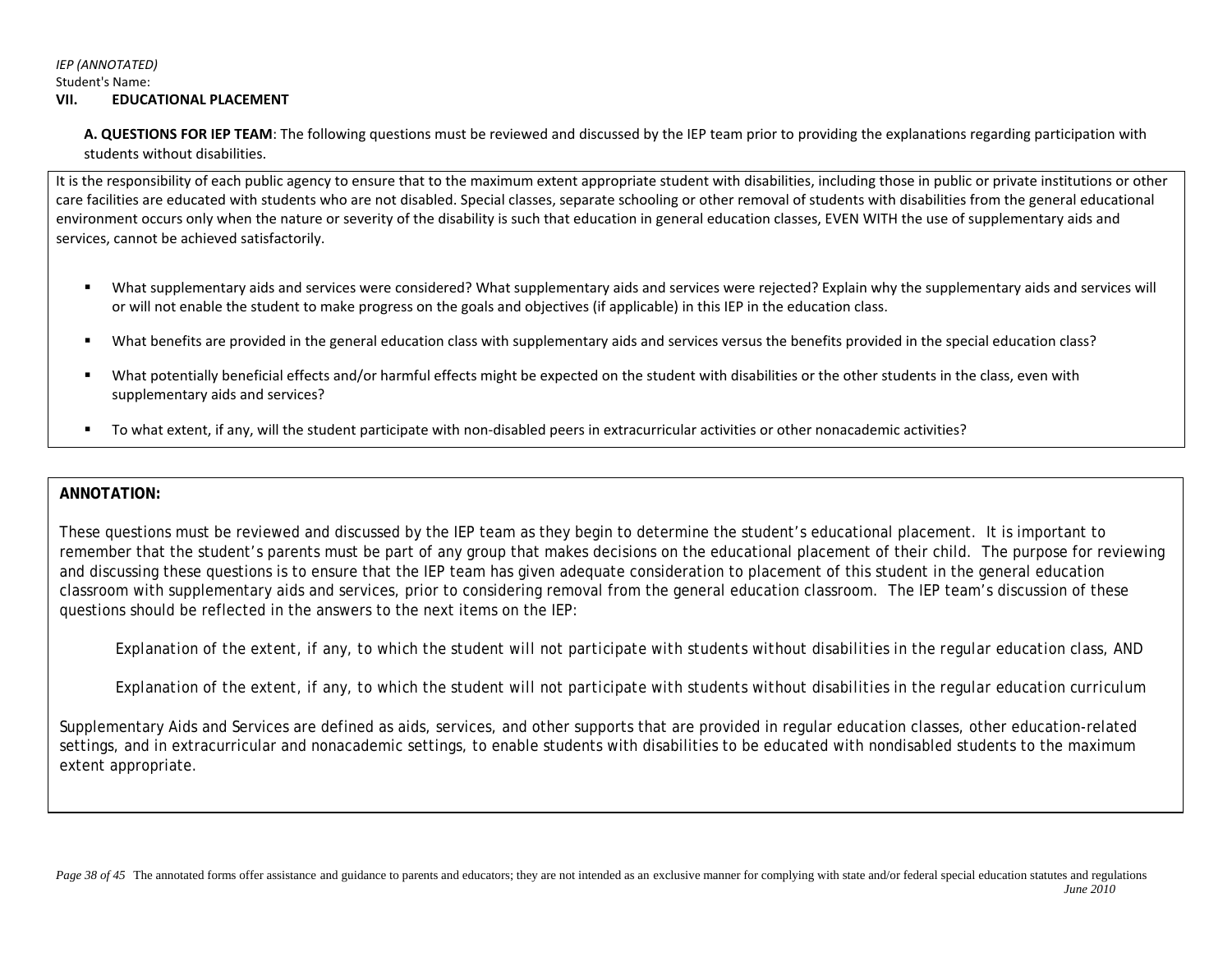*IEP (ANNOTATED)*

Student's Name:

## VII. EDUCATIONAL PLACEMENT

**A. QUESTIONS FOR IEP TEAM**: The following questions must be reviewed and discussed by the IEP team prior to providing the explanations regarding participation with students without disabilities.

It is the responsibility of each public agency to ensure that to the maximum extent appropriate student with disabilities, including those in public or private institutions or other care facilities are educated with students who are not disabled. Special classes, separate schooling or other removal of students with disabilities from the general educational environment occurs only when the nature or severity of the disability is such that education in general education classes, EVEN WITH the use of supplementary aids and services, cannot be achieved satisfactorily.

- What supplementary aids and services were considered? What supplementary aids and services were rejected? Explain why the supplementary aids and services will or will not enable the student to make progress on the goals and objectives (if applicable) in this IEP in the education class.
- What benefits are provided in the general education class with supplementary aids and services versus the benefits provided in the special education class?
- What potentially beneficial effects and/or harmful effects might be expected on the student with disabilities or the other students in the class, even with supplementary aids and services?
- To what extent, if any, will the student participate with non-disabled peers in extracurricular activities or other nonacademic activities?

**ANNOTATION:**

*These questions must be reviewed and discussed by the IEP team as they begin to determine the student's educational placement. It is important to remember that the student's parents must be part of any group that makes decisions on the educational placement of their child. The purpose for reviewing and discussing these questions is to ensure that the IEP team has given adequate consideration to placement of this student in the general education classroom with supplementary aids and services, prior to considering removal from the general education classroom. The IEP team's discussion of these questions should be reflected in the answers to the next items on the IEP:*

> *Explanation of the extent, if any, to which the student will not participate with students without disabilities in the regular education class, AND*

> *Explanation of the extent, if any, to which the student will not participate with students without disabilities in the regular education curriculum*

*Supplementary Aids and Services are defined as aids, services, and other supports that are provided in regular education classes, other education-related settings, and in extracurricular and nonacademic settings, to enable students with disabilities to be educated with nondisabled students to the maximum extent appropriate.*

*The annotated forms offer assistance and guidance to parents and educators; they are not intended as an exclusive manner for complying with state and/or federal special education statutes and regulations*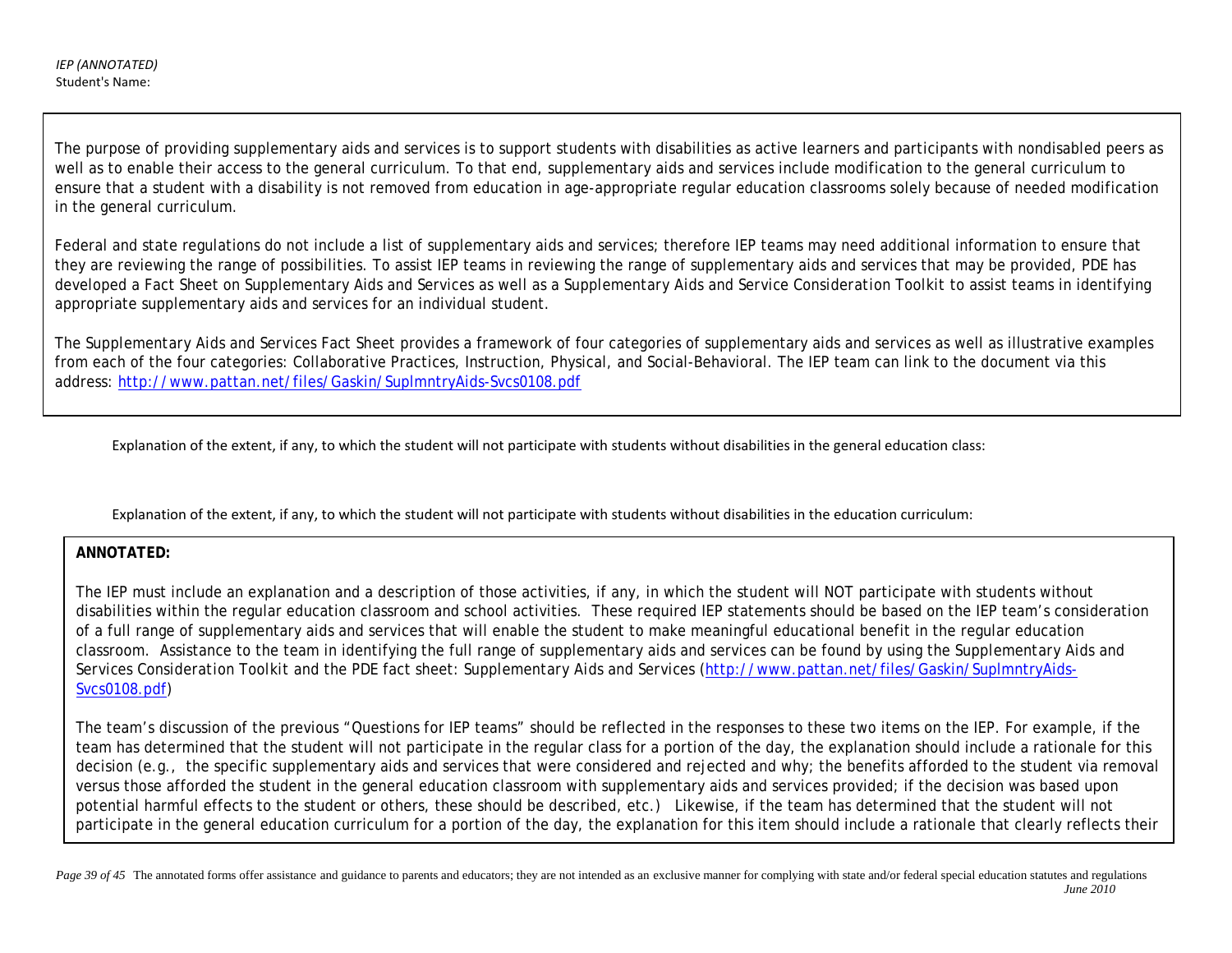*IEP (ANNOTATED)*
Student's Name:

The purpose of providing supplementary aids and services is to support students with disabilities as active learners and participants with nondisabled peers as well as to enable their access to the general curriculum. To that end, supplementary aids and services include modification to the general curriculum to ensure that a student with a disability is not removed from education in age-appropriate regular education classrooms solely because of needed modification in the general curriculum.

Federal and state regulations do not include a list of supplementary aids and services; therefore IEP teams may need additional information to ensure that they are reviewing the range of possibilities. To assist IEP teams in reviewing the range of supplementary aids and services that may be provided, PDE has developed a Fact Sheet on Supplementary Aids and Services as well as a *Supplementary Aids and Service Consideration Toolkit* to assist teams in identifying appropriate supplementary aids and services for an individual student.

The *Supplementary Aids and Services Fact Sheet* provides a framework of four categories of supplementary aids and services as well as illustrative examples from each of the four categories: Collaborative Practices, Instruction, Physical, and Social-Behavioral. The IEP team can link to the document via this address: [http://www.pattan.net/files/Gaskin/SuplmntryAids-Svcs0108.pdf](http://www.pattan.net/files/Gaskin/SuplmntryAids-Svcs0108.pdf)

Explanation of the extent, if any, to which the student will not participate with students without disabilities in the general education class:

Explanation of the extent, if any, to which the student will not participate with students without disabilities in the education curriculum:

**ANNOTATED:**

The IEP must include an explanation and a description of those activities, if any, in which the student will NOT participate with students without disabilities within the regular education classroom and school activities. These required IEP statements should be based on the IEP team's consideration of a full range of supplementary aids and services that will enable the student to make meaningful educational benefit in the regular education classroom. Assistance to the team in identifying the full range of supplementary aids and services can be found by using the *Supplementary Aids and Services Consideration Toolkit* and the PDE fact sheet: *Supplementary Aids and Services* ([http://www.pattan.net/files/Gaskin/SuplmntryAids-Svcs0108.pdf](http://www.pattan.net/files/Gaskin/SuplmntryAids-Svcs0108.pdf))

The team's discussion of the previous "Questions for IEP teams" should be reflected in the responses to these two items on the IEP. For example, if the team has determined that the student will not participate in the regular class for a portion of the day, the explanation should include a rationale for this decision (e.g., the specific supplementary aids and services that were considered and rejected and why; the benefits afforded to the student via removal versus those afforded the student in the general education classroom with supplementary aids and services provided; if the decision was based upon potential harmful effects to the student or others, these should be described, etc.) Likewise, if the team has determined that the student will not participate in the general education curriculum for a portion of the day, the explanation for this item should include a rationale that clearly reflects their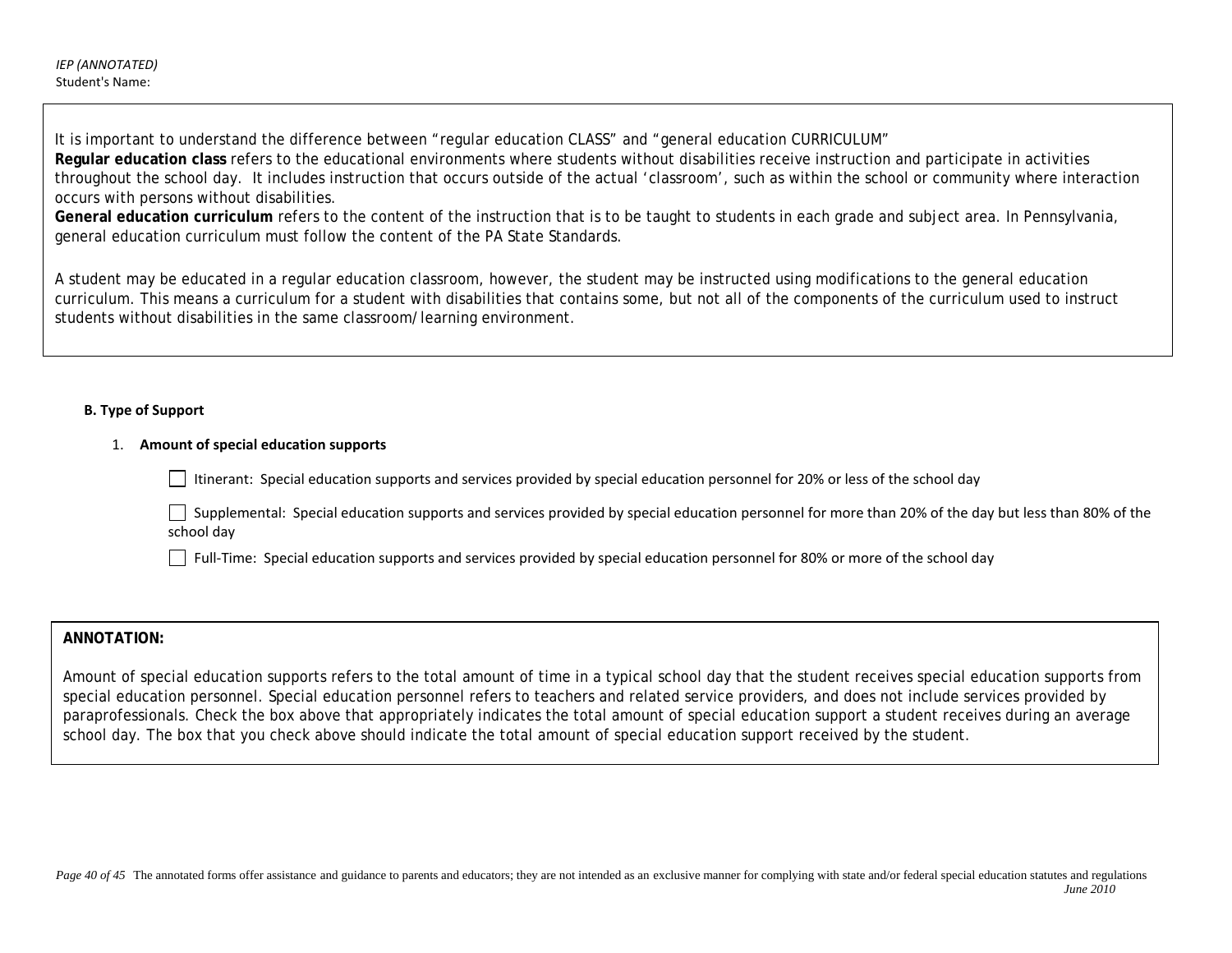It is important to understand the difference between "regular education CLASS" and "general education CURRICULUM"

**Regular education class** refers to the educational environments where students without disabilities receive instruction and participate in activities throughout the school day. It includes instruction that occurs outside of the actual 'classroom', such as within the school or community where interaction occurs with persons without disabilities.

**General education curriculum** refers to the content of the instruction that is to be taught to students in each grade and subject area. In Pennsylvania, general education curriculum must follow the content of the PA State Standards.

A student may be educated in a regular education classroom, however, the student may be instructed using modifications to the general education curriculum. This means a curriculum for a student with disabilities that contains some, but not all of the components of the curriculum used to instruct students without disabilities in the same classroom/learning environment.

**B. Type of Support**

1. **Amount of special education supports**

☐ Itinerant: Special education supports and services provided by special education personnel for 20% or less of the school day

☐ Supplemental: Special education supports and services provided by special education personnel for more than 20% of the day but less than 80% of the school day

☐ Full-Time: Special education supports and services provided by special education personnel for 80% or more of the school day

**ANNOTATION:**

Amount of special education supports refers to the total amount of time in a typical school day that the student receives special education supports from special education personnel. Special education personnel refers to teachers and related service providers, and does not include services provided by paraprofessionals. Check the box above that appropriately indicates the total amount of special education support a student receives during an average school day. The box that you check above should indicate the total amount of special education support received by the student.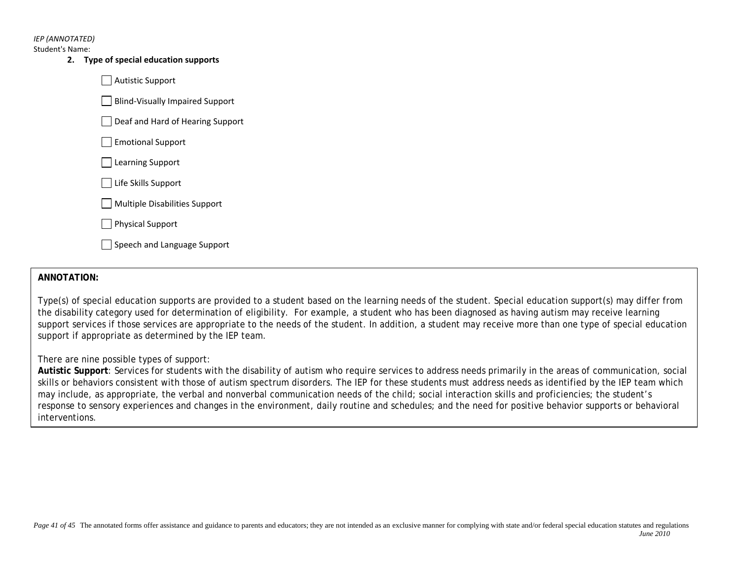*IEP (ANNOTATED)*

Student's Name:

**2. Type of special education supports**

- [ ] Autistic Support
- [ ] Blind-Visually Impaired Support
- [ ] Deaf and Hard of Hearing Support
- [ ] Emotional Support
- [ ] Learning Support
- [ ] Life Skills Support
- [ ] Multiple Disabilities Support
- [ ] Physical Support
- [ ] Speech and Language Support

**ANNOTATION:**

Type(s) of special education supports are provided to a student based on the learning needs of the student. Special education support(s) may differ from the disability category used for determination of eligibility. For example, a student who has been diagnosed as having autism may receive learning support services if those services are appropriate to the needs of the student. In addition, a student may receive more than one type of special education support if appropriate as determined by the IEP team.

There are nine possible types of support:

**Autistic Support**: Services for students with the disability of autism who require services to address needs primarily in the areas of communication, social skills or behaviors consistent with those of autism spectrum disorders. The IEP for these students must address needs as identified by the IEP team which may include, as appropriate, the verbal and nonverbal communication needs of the child; social interaction skills and proficiencies; the student's response to sensory experiences and changes in the environment, daily routine and schedules; and the need for positive behavior supports or behavioral interventions.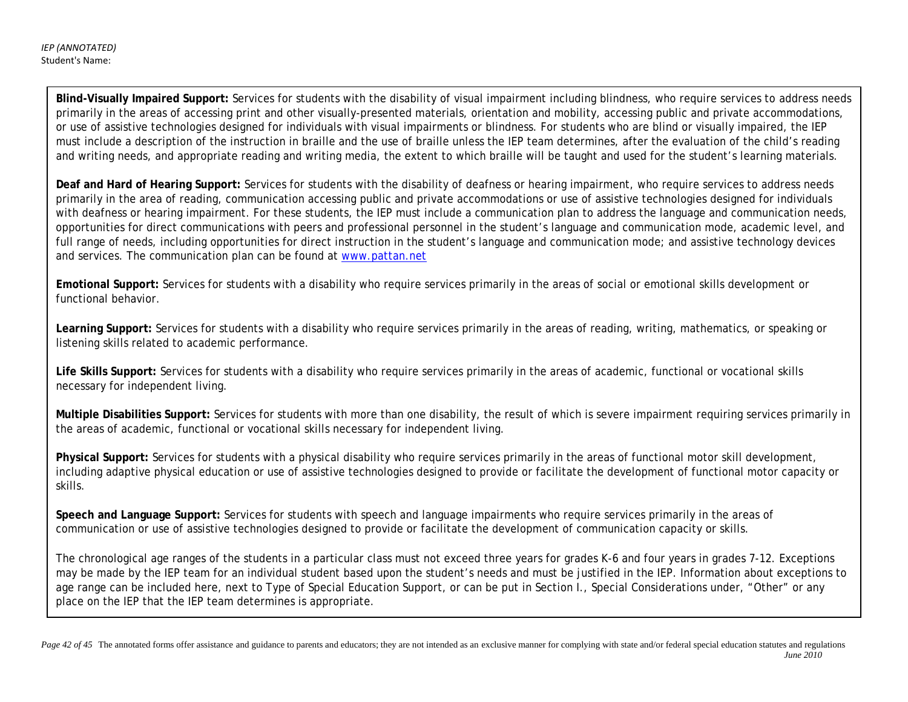**Blind-Visually Impaired Support:** Services for students with the disability of visual impairment including blindness, who require services to address needs primarily in the areas of accessing print and other visually-presented materials, orientation and mobility, accessing public and private accommodations, or use of assistive technologies designed for individuals with visual impairments or blindness. For students who are blind or visually impaired, the IEP must include a description of the instruction in braille and the use of braille unless the IEP team determines, after the evaluation of the child's reading and writing needs, and appropriate reading and writing media, the extent to which braille will be taught and used for the student's learning materials.

**Deaf and Hard of Hearing Support:** Services for students with the disability of deafness or hearing impairment, who require services to address needs primarily in the area of reading, communication accessing public and private accommodations or use of assistive technologies designed for individuals with deafness or hearing impairment. For these students, the IEP must include a communication plan to address the language and communication needs, opportunities for direct communications with peers and professional personnel in the student's language and communication mode, academic level, and full range of needs, including opportunities for direct instruction in the student's language and communication mode; and assistive technology devices and services. The communication plan can be found at [www.pattan.net](http://www.pattan.net)

**Emotional Support:** Services for students with a disability who require services primarily in the areas of social or emotional skills development or functional behavior.

**Learning Support:** Services for students with a disability who require services primarily in the areas of reading, writing, mathematics, or speaking or listening skills related to academic performance.

**Life Skills Support:** Services for students with a disability who require services primarily in the areas of academic, functional or vocational skills necessary for independent living.

**Multiple Disabilities Support:** Services for students with more than one disability, the result of which is severe impairment requiring services primarily in the areas of academic, functional or vocational skills necessary for independent living.

**Physical Support:** Services for students with a physical disability who require services primarily in the areas of functional motor skill development, including adaptive physical education or use of assistive technologies designed to provide or facilitate the development of functional motor capacity or skills.

**Speech and Language Support:** Services for students with speech and language impairments who require services primarily in the areas of communication or use of assistive technologies designed to provide or facilitate the development of communication capacity or skills.

The chronological age ranges of the students in a particular class must not exceed three years for grades K-6 and four years in grades 7-12. Exceptions may be made by the IEP team for an individual student based upon the student's needs and must be justified in the IEP. Information about exceptions to age range can be included here, next to Type of Special Education Support, or can be put in Section I., Special Considerations under, "Other" or any place on the IEP that the IEP team determines is appropriate.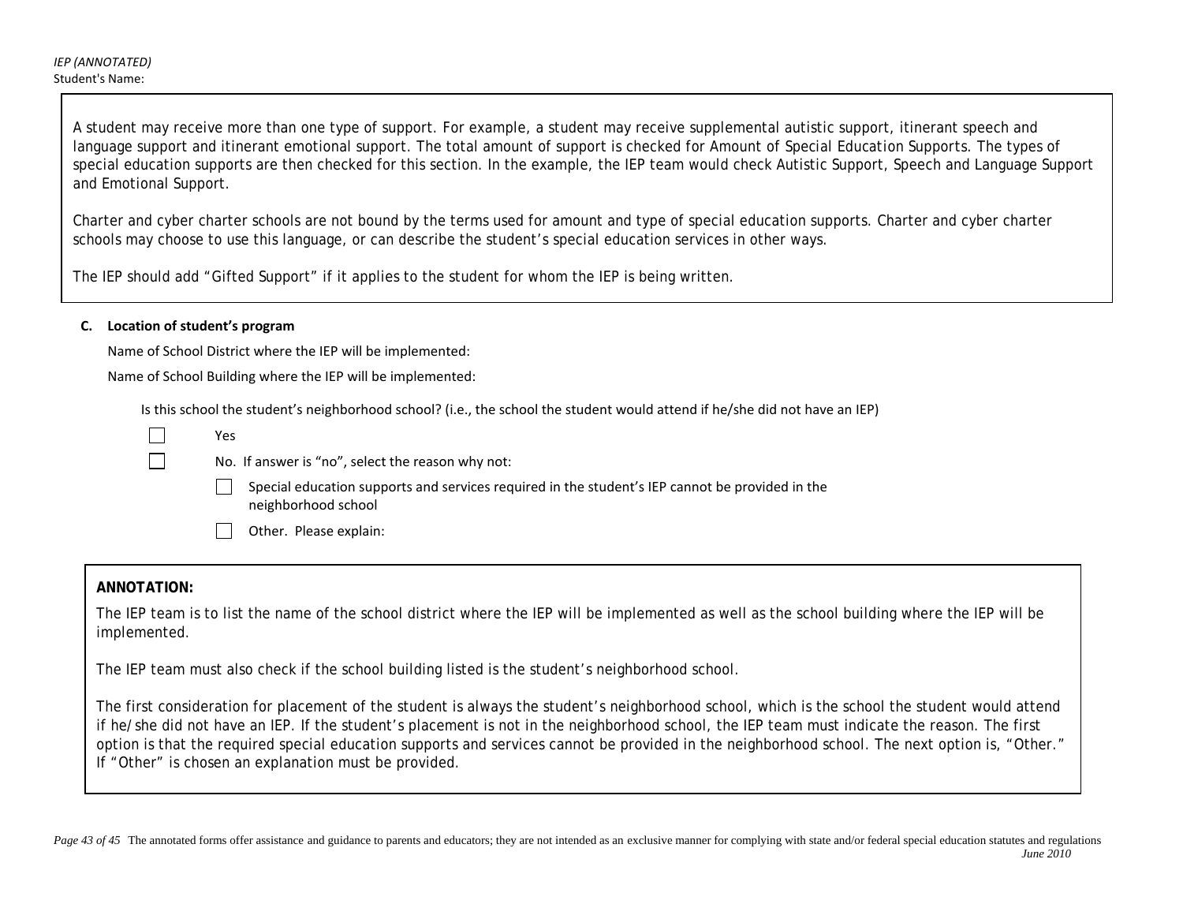A student may receive more than one type of support. For example, a student may receive supplemental autistic support, itinerant speech and language support and itinerant emotional support. The total amount of support is checked for Amount of Special Education Supports. The types of special education supports are then checked for this section. In the example, the IEP team would check Autistic Support, Speech and Language Support and Emotional Support.

Charter and cyber charter schools are not bound by the terms used for amount and type of special education supports. Charter and cyber charter schools may choose to use this language, or can describe the student's special education services in other ways.

The IEP should add "Gifted Support" if it applies to the student for whom the IEP is being written.

**C. Location of student's program**

Name of School District where the IEP will be implemented:

Name of School Building where the IEP will be implemented:

Is this school the student's neighborhood school? (i.e., the school the student would attend if he/she did not have an IEP)

- ☐ Yes
- ☐ No. If answer is "no", select the reason why not:
  - ☐ Special education supports and services required in the student's IEP cannot be provided in the neighborhood school
  - ☐ Other. Please explain:

**ANNOTATION:**

The IEP team is to list the name of the school district where the IEP will be implemented as well as the school building where the IEP will be implemented.

The IEP team must also check if the school building listed is the student's neighborhood school.

The first consideration for placement of the student is always the student's neighborhood school, which is the school the student would attend if he/she did not have an IEP. If the student's placement is not in the neighborhood school, the IEP team must indicate the reason. The first option is that the required special education supports and services cannot be provided in the neighborhood school. The next option is, "Other." If "Other" is chosen an explanation must be provided.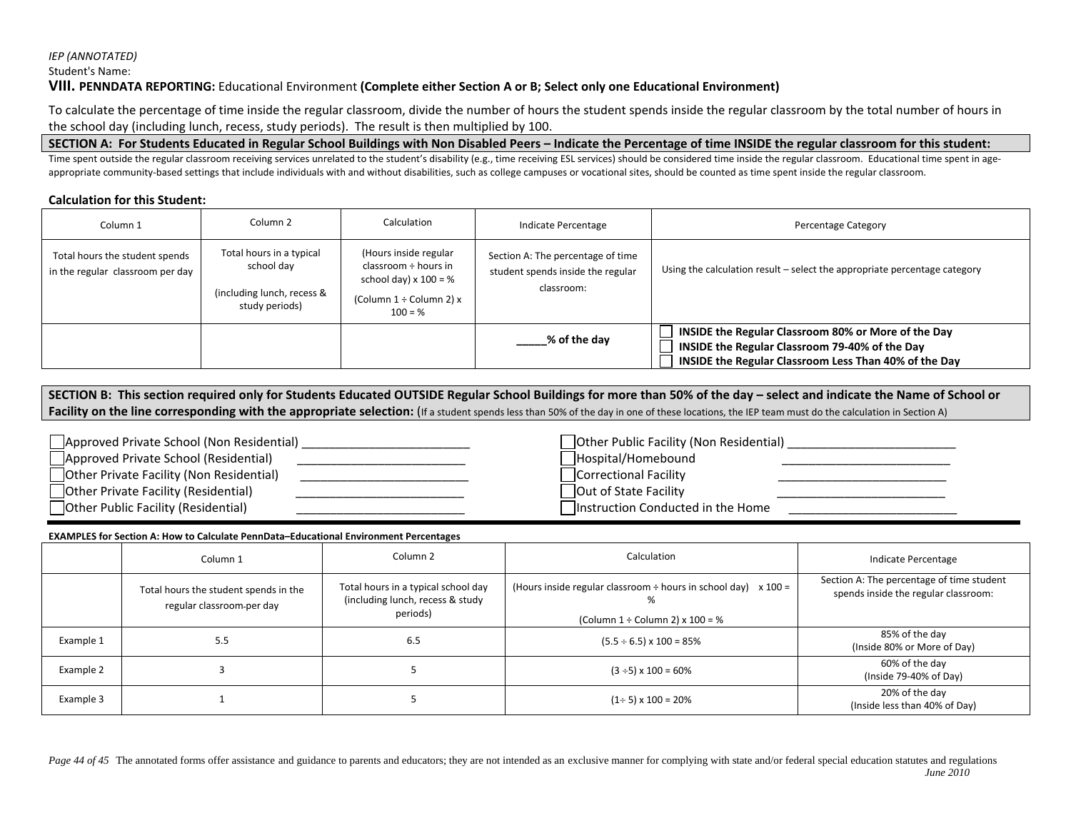*IEP (ANNOTATED)*

Student's Name:

## VIII. PENNDATA REPORTING: Educational Environment **(Complete either Section A or B; Select only one Educational Environment)**

To calculate the percentage of time inside the regular classroom, divide the number of hours the student spends inside the regular classroom by the total number of hours in the school day (including lunch, recess, study periods). The result is then multiplied by 100.

**SECTION A: For Students Educated in Regular School Buildings with Non Disabled Peers – Indicate the Percentage of time INSIDE the regular classroom for this student:**

Time spent outside the regular classroom receiving services unrelated to the student's disability (e.g., time receiving ESL services) should be considered time inside the regular classroom. Educational time spent in age-appropriate community-based settings that include individuals with and without disabilities, such as college campuses or vocational sites, should be counted as time spent inside the regular classroom.

**Calculation for this Student:**

| Column 1 | Column 2 | Calculation | Indicate Percentage | Percentage Category |
|---|---|---|---|---|
| Total hours the student spends in the regular classroom per day | Total hours in a typical school day (including lunch, recess & study periods) | (Hours inside regular classroom ÷ hours in school day) x 100 = % (Column 1 ÷ Column 2) x 100 = % | Section A: The percentage of time student spends inside the regular classroom: | Using the calculation result – select the appropriate percentage category |
| | | | **_____% of the day** | ☐ **INSIDE the Regular Classroom 80% or More of the Day**<br>☐ **INSIDE the Regular Classroom 79-40% of the Day**<br>☐ **INSIDE the Regular Classroom Less Than 40% of the Day** |

**SECTION B: This section required only for Students Educated OUTSIDE Regular School Buildings for more than 50% of the day – select and indicate the Name of School or Facility on the line corresponding with the appropriate selection:** (If a student spends less than 50% of the day in one of these locations, the IEP team must do the calculation in Section A)

☐ Approved Private School (Non Residential) _________________________
☐ Approved Private School (Residential) _________________________
☐ Other Private Facility (Non Residential) _________________________
☐ Other Private Facility (Residential) _________________________
☐ Other Public Facility (Residential) _________________________
☐ Other Public Facility (Non Residential) _________________________
☐ Hospital/Homebound _________________________
☐ Correctional Facility _________________________
☐ Out of State Facility _________________________
☐ Instruction Conducted in the Home _________________________

**EXAMPLES for Section A: How to Calculate PennData–Educational Environment Percentages**

| | Column 1 | Column 2 | Calculation | Indicate Percentage |
|---|---|---|---|---|
| | Total hours the student spends in the regular classroom per day | Total hours in a typical school day (including lunch, recess & study periods) | (Hours inside regular classroom ÷ hours in school day) x 100 = % (Column 1 ÷ Column 2) x 100 = % | Section A: The percentage of time student spends inside the regular classroom: |
| Example 1 | 5.5 | 6.5 | (5.5 ÷ 6.5) x 100 = 85% | 85% of the day (Inside 80% or More of Day) |
| Example 2 | 3 | 5 | (3 ÷5) x 100 = 60% | 60% of the day (Inside 79-40% of Day) |
| Example 3 | 1 | 5 | (1÷ 5) x 100 = 20% | 20% of the day (Inside less than 40% of Day) |

The annotated forms offer assistance and guidance to parents and educators; they are not intended as an exclusive manner for complying with state and/or federal special education statutes and regulations

*June 2010*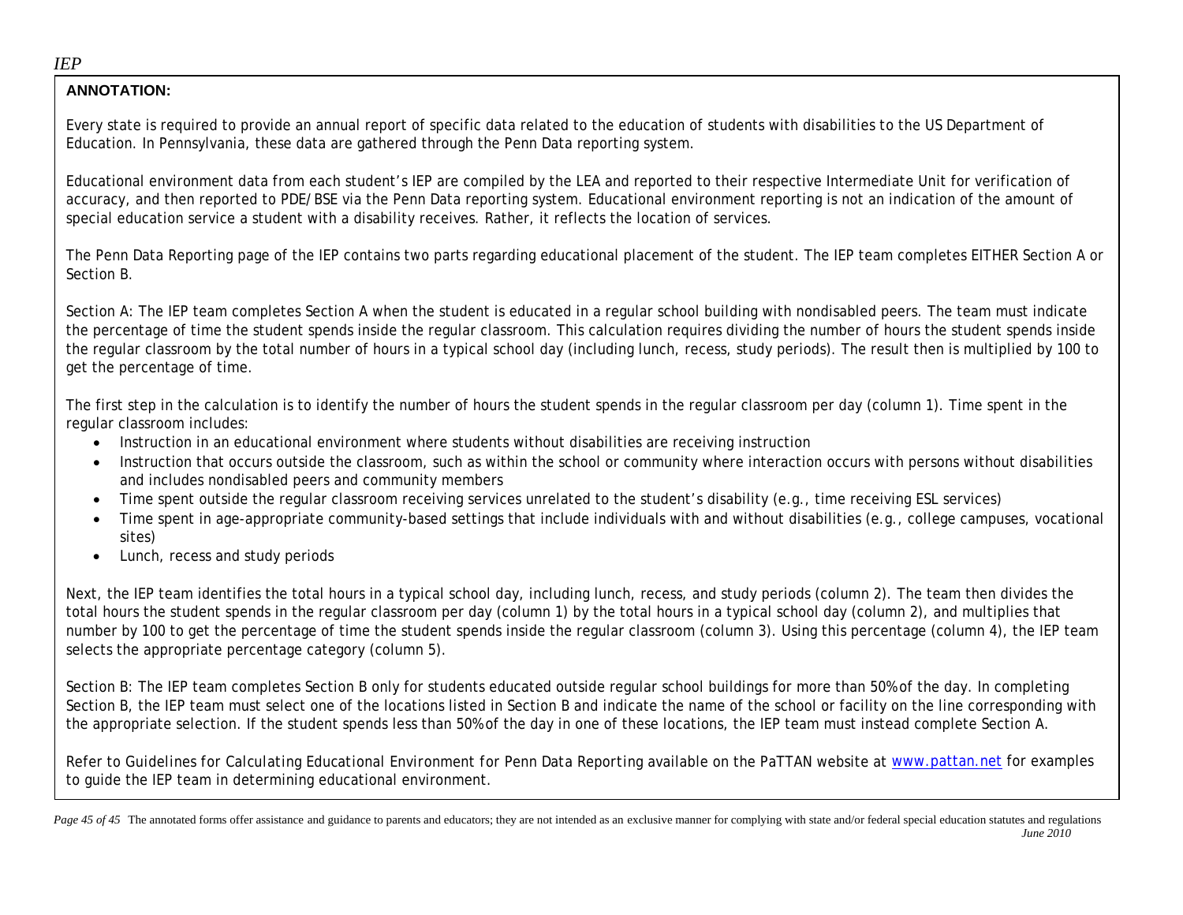**ANNOTATION:**

Every state is required to provide an annual report of specific data related to the education of students with disabilities to the US Department of Education. In Pennsylvania, these data are gathered through the Penn Data reporting system.

Educational environment data from each student's IEP are compiled by the LEA and reported to their respective Intermediate Unit for verification of accuracy, and then reported to PDE/BSE via the Penn Data reporting system. Educational environment reporting is not an indication of the amount of special education service a student with a disability receives. Rather, it reflects the location of services.

The Penn Data Reporting page of the IEP contains two parts regarding educational placement of the student. The IEP team completes EITHER Section A or Section B.

Section A: The IEP team completes Section A when the student is educated in a regular school building with nondisabled peers. The team must indicate the percentage of time the student spends inside the regular classroom. This calculation requires dividing the number of hours the student spends inside the regular classroom by the total number of hours in a typical school day (including lunch, recess, study periods). The result then is multiplied by 100 to get the percentage of time.

The first step in the calculation is to identify the number of hours the student spends in the regular classroom per day (column 1). Time spent in the regular classroom includes:

- Instruction in an educational environment where students without disabilities are receiving instruction
- Instruction that occurs outside the classroom, such as within the school or community where interaction occurs with persons without disabilities and includes nondisabled peers and community members
- Time spent outside the regular classroom receiving services unrelated to the student's disability (e.g., time receiving ESL services)
- Time spent in age-appropriate community-based settings that include individuals with and without disabilities (e.g., college campuses, vocational sites)
- Lunch, recess and study periods

Next, the IEP team identifies the total hours in a typical school day, including lunch, recess, and study periods (column 2). The team then divides the total hours the student spends in the regular classroom per day (column 1) by the total hours in a typical school day (column 2), and multiplies that number by 100 to get the percentage of time the student spends inside the regular classroom (column 3). Using this percentage (column 4), the IEP team selects the appropriate percentage category (column 5).

Section B: The IEP team completes Section B only for students educated outside regular school buildings for more than 50% of the day. In completing Section B, the IEP team must select one of the locations listed in Section B and indicate the name of the school or facility on the line corresponding with the appropriate selection. If the student spends less than 50% of the day in one of these locations, the IEP team must instead complete Section A.

Refer to *Guidelines for Calculating Educational Environment for Penn Data Reporting* available on the PaTTAN website at [www.pattan.net](http://www.pattan.net) for examples to guide the IEP team in determining educational environment.

The annotated forms offer assistance and guidance to parents and educators; they are not intended as an exclusive manner for complying with state and/or federal special education statutes and regulations